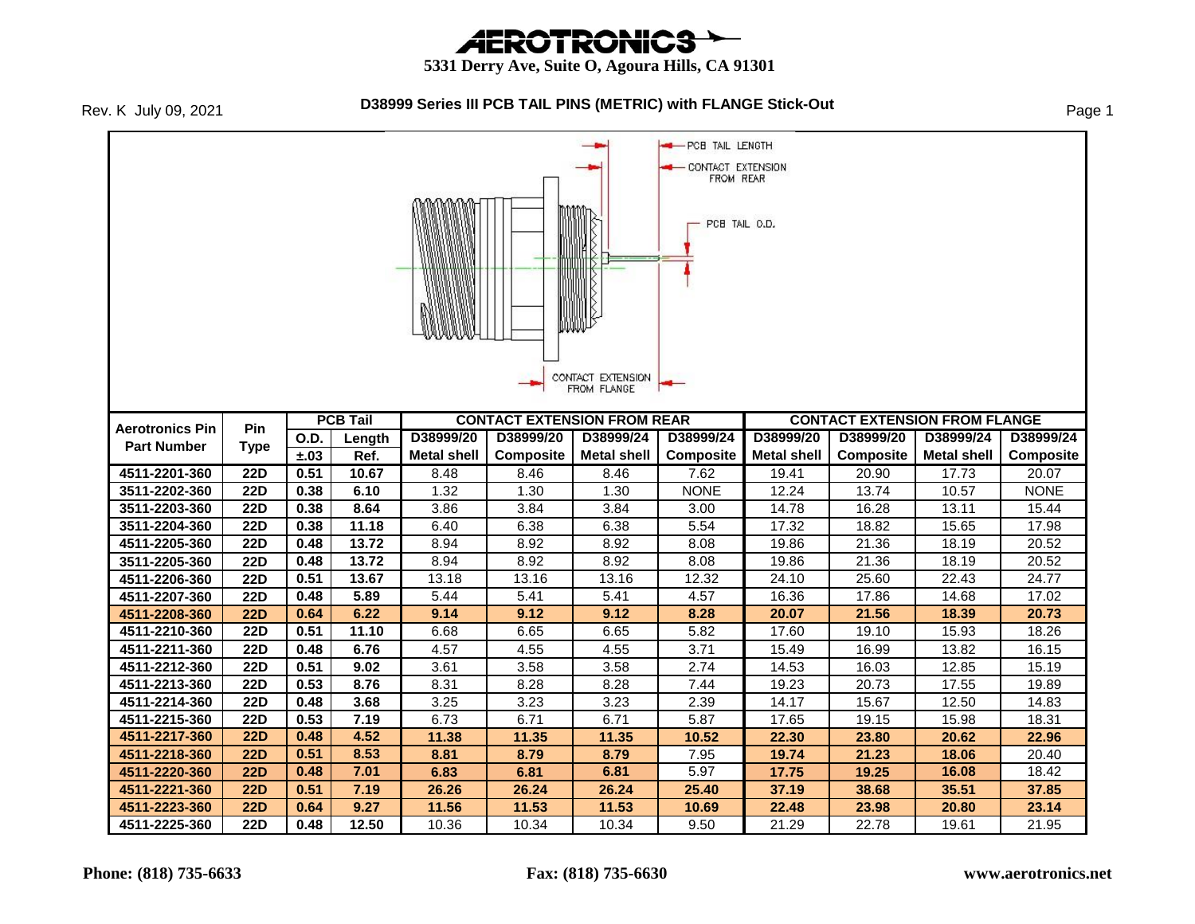# AEROTRONICS

**5331 Derry Ave, Suite O, Agoura Hills, CA 91301**

Rev. K July 09, 2021

## D38999 Series III PCB TAIL PINS (METRIC) with FLANGE Stick-Out

PCB TAIL LENGTH

CONTACT EXTENSION FROM REAR

PCB TAIL O.D.

CONTACT EXTENSION FROM FLANGE

| Aerotronics Pin Part Number | Pin Type | PCB Tail | | CONTACT EXTENSION FROM REAR | | | | CONTACT EXTENSION FROM FLANGE | | | |
|---|---|---|---|---|---|---|---|---|---|---|---|
| | | O.D. ±.03 | Length Ref. | D38999/20 Metal shell | D38999/20 Composite | D38999/24 Metal shell | D38999/24 Composite | D38999/20 Metal shell | D38999/20 Composite | D38999/24 Metal shell | D38999/24 Composite |
| 4511-2201-360 | 22D | 0.51 | 10.67 | 8.48 | 8.46 | 8.46 | 7.62 | 19.41 | 20.90 | 17.73 | 20.07 |
| 3511-2202-360 | 22D | 0.38 | 6.10 | 1.32 | 1.30 | 1.30 | NONE | 12.24 | 13.74 | 10.57 | NONE |
| 3511-2203-360 | 22D | 0.38 | 8.64 | 3.86 | 3.84 | 3.84 | 3.00 | 14.78 | 16.28 | 13.11 | 15.44 |
| 3511-2204-360 | 22D | 0.38 | 11.18 | 6.40 | 6.38 | 6.38 | 5.54 | 17.32 | 18.82 | 15.65 | 17.98 |
| 4511-2205-360 | 22D | 0.48 | 13.72 | 8.94 | 8.92 | 8.92 | 8.08 | 19.86 | 21.36 | 18.19 | 20.52 |
| 3511-2205-360 | 22D | 0.48 | 13.72 | 8.94 | 8.92 | 8.92 | 8.08 | 19.86 | 21.36 | 18.19 | 20.52 |
| 4511-2206-360 | 22D | 0.51 | 13.67 | 13.18 | 13.16 | 13.16 | 12.32 | 24.10 | 25.60 | 22.43 | 24.77 |
| 4511-2207-360 | 22D | 0.48 | 5.89 | 5.44 | 5.41 | 5.41 | 4.57 | 16.36 | 17.86 | 14.68 | 17.02 |
| 4511-2208-360 | 22D | 0.64 | 6.22 | 9.14 | 9.12 | 9.12 | 8.28 | 20.07 | 21.56 | 18.39 | 20.73 |
| 4511-2210-360 | 22D | 0.51 | 11.10 | 6.68 | 6.65 | 6.65 | 5.82 | 17.60 | 19.10 | 15.93 | 18.26 |
| 4511-2211-360 | 22D | 0.48 | 6.76 | 4.57 | 4.55 | 4.55 | 3.71 | 15.49 | 16.99 | 13.82 | 16.15 |
| 4511-2212-360 | 22D | 0.51 | 9.02 | 3.61 | 3.58 | 3.58 | 2.74 | 14.53 | 16.03 | 12.85 | 15.19 |
| 4511-2213-360 | 22D | 0.53 | 8.76 | 8.31 | 8.28 | 8.28 | 7.44 | 19.23 | 20.73 | 17.55 | 19.89 |
| 4511-2214-360 | 22D | 0.48 | 3.68 | 3.25 | 3.23 | 3.23 | 2.39 | 14.17 | 15.67 | 12.50 | 14.83 |
| 4511-2215-360 | 22D | 0.53 | 7.19 | 6.73 | 6.71 | 6.71 | 5.87 | 17.65 | 19.15 | 15.98 | 18.31 |
| 4511-2217-360 | 22D | 0.48 | 4.52 | 11.38 | 11.35 | 11.35 | 10.52 | 22.30 | 23.80 | 20.62 | 22.96 |
| 4511-2218-360 | 22D | 0.51 | 8.53 | 8.81 | 8.79 | 8.79 | 7.95 | 19.74 | 21.23 | 18.06 | 20.40 |
| 4511-2220-360 | 22D | 0.48 | 7.01 | 6.83 | 6.81 | 6.81 | 5.97 | 17.75 | 19.25 | 16.08 | 18.42 |
| 4511-2221-360 | 22D | 0.51 | 7.19 | 26.26 | 26.24 | 26.24 | 25.40 | 37.19 | 38.68 | 35.51 | 37.85 |
| 4511-2223-360 | 22D | 0.64 | 9.27 | 11.56 | 11.53 | 11.53 | 10.69 | 22.48 | 23.98 | 20.80 | 23.14 |
| 4511-2225-360 | 22D | 0.48 | 12.50 | 10.36 | 10.34 | 10.34 | 9.50 | 21.29 | 22.78 | 19.61 | 21.95 |

**Phone: (818) 735-6633** **Fax: (818) 735-6630** **www.aerotronics.net**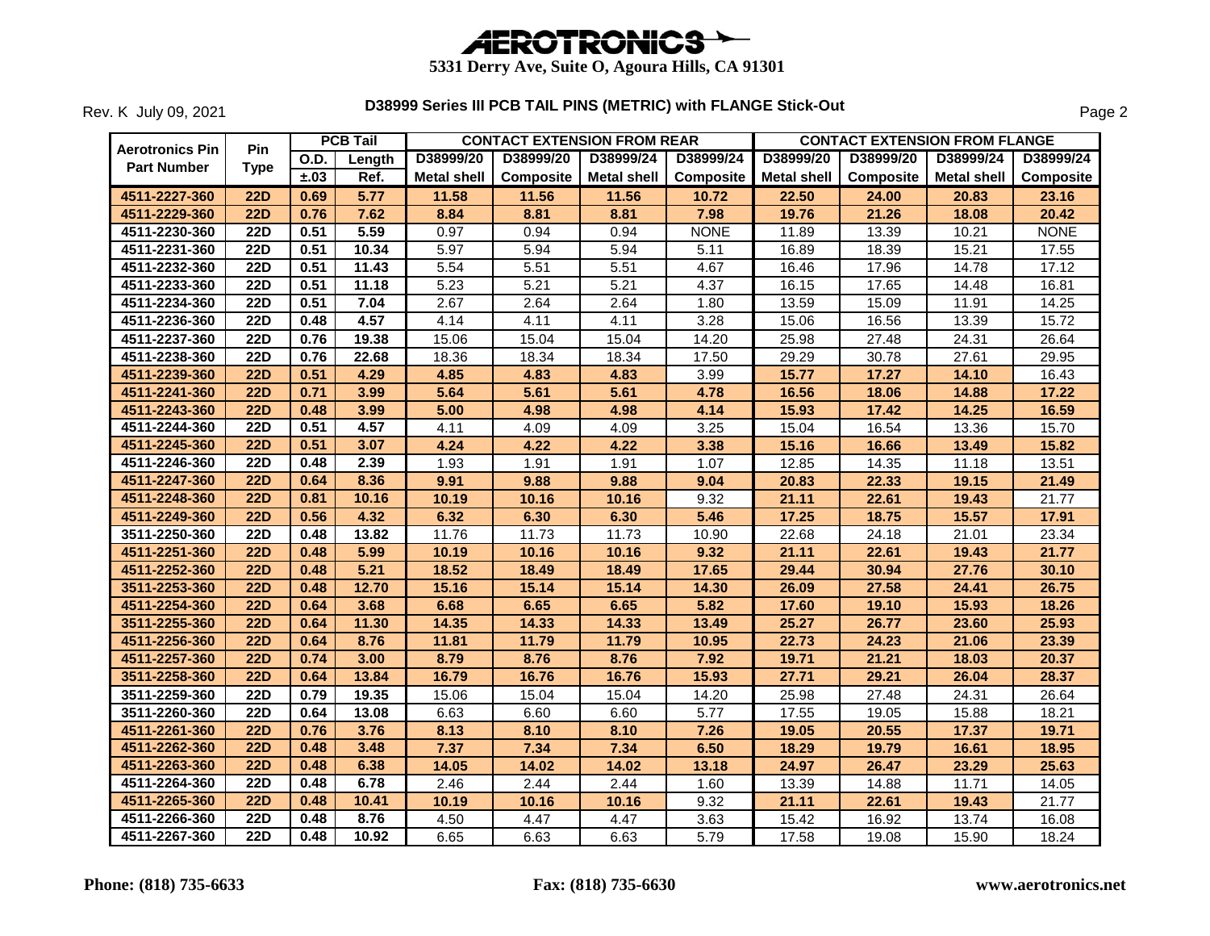# AEROTRONICS

**5331 Derry Ave, Suite O, Agoura Hills, CA 91301**

Rev. K July 09, 2021

## D38999 Series III PCB TAIL PINS (METRIC) with FLANGE Stick-Out

| Aerotronics Pin Part Number | Pin Type | PCB Tail | | CONTACT EXTENSION FROM REAR | | | | CONTACT EXTENSION FROM FLANGE | | | |
|---|---|---|---|---|---|---|---|---|---|---|---|
| | | O.D. | Length | D38999/20 | D38999/20 | D38999/24 | D38999/24 | D38999/20 | D38999/20 | D38999/24 | D38999/24 |
| | | ±.03 | Ref. | Metal shell | Composite | Metal shell | Composite | Metal shell | Composite | Metal shell | Composite |
| 4511-2227-360 | 22D | 0.69 | 5.77 | 11.58 | 11.56 | 11.56 | 10.72 | 22.50 | 24.00 | 20.83 | 23.16 |
| 4511-2229-360 | 22D | 0.76 | 7.62 | 8.84 | 8.81 | 8.81 | 7.98 | 19.76 | 21.26 | 18.08 | 20.42 |
| 4511-2230-360 | 22D | 0.51 | 5.59 | 0.97 | 0.94 | 0.94 | NONE | 11.89 | 13.39 | 10.21 | NONE |
| 4511-2231-360 | 22D | 0.51 | 10.34 | 5.97 | 5.94 | 5.94 | 5.11 | 16.89 | 18.39 | 15.21 | 17.55 |
| 4511-2232-360 | 22D | 0.51 | 11.43 | 5.54 | 5.51 | 5.51 | 4.67 | 16.46 | 17.96 | 14.78 | 17.12 |
| 4511-2233-360 | 22D | 0.51 | 11.18 | 5.23 | 5.21 | 5.21 | 4.37 | 16.15 | 17.65 | 14.48 | 16.81 |
| 4511-2234-360 | 22D | 0.51 | 7.04 | 2.67 | 2.64 | 2.64 | 1.80 | 13.59 | 15.09 | 11.91 | 14.25 |
| 4511-2236-360 | 22D | 0.48 | 4.57 | 4.14 | 4.11 | 4.11 | 3.28 | 15.06 | 16.56 | 13.39 | 15.72 |
| 4511-2237-360 | 22D | 0.76 | 19.38 | 15.06 | 15.04 | 15.04 | 14.20 | 25.98 | 27.48 | 24.31 | 26.64 |
| 4511-2238-360 | 22D | 0.76 | 22.68 | 18.36 | 18.34 | 18.34 | 17.50 | 29.29 | 30.78 | 27.61 | 29.95 |
| 4511-2239-360 | 22D | 0.51 | 4.29 | 4.85 | 4.83 | 4.83 | 3.99 | 15.77 | 17.27 | 14.10 | 16.43 |
| 4511-2241-360 | 22D | 0.71 | 3.99 | 5.64 | 5.61 | 5.61 | 4.78 | 16.56 | 18.06 | 14.88 | 17.22 |
| 4511-2243-360 | 22D | 0.48 | 3.99 | 5.00 | 4.98 | 4.98 | 4.14 | 15.93 | 17.42 | 14.25 | 16.59 |
| 4511-2244-360 | 22D | 0.51 | 4.57 | 4.11 | 4.09 | 4.09 | 3.25 | 15.04 | 16.54 | 13.36 | 15.70 |
| 4511-2245-360 | 22D | 0.51 | 3.07 | 4.24 | 4.22 | 4.22 | 3.38 | 15.16 | 16.66 | 13.49 | 15.82 |
| 4511-2246-360 | 22D | 0.48 | 2.39 | 1.93 | 1.91 | 1.91 | 1.07 | 12.85 | 14.35 | 11.18 | 13.51 |
| 4511-2247-360 | 22D | 0.64 | 8.36 | 9.91 | 9.88 | 9.88 | 9.04 | 20.83 | 22.33 | 19.15 | 21.49 |
| 4511-2248-360 | 22D | 0.81 | 10.16 | 10.19 | 10.16 | 10.16 | 9.32 | 21.11 | 22.61 | 19.43 | 21.77 |
| 4511-2249-360 | 22D | 0.56 | 4.32 | 6.32 | 6.30 | 6.30 | 5.46 | 17.25 | 18.75 | 15.57 | 17.91 |
| 3511-2250-360 | 22D | 0.48 | 13.82 | 11.76 | 11.73 | 11.73 | 10.90 | 22.68 | 24.18 | 21.01 | 23.34 |
| 4511-2251-360 | 22D | 0.48 | 5.99 | 10.19 | 10.16 | 10.16 | 9.32 | 21.11 | 22.61 | 19.43 | 21.77 |
| 4511-2252-360 | 22D | 0.48 | 5.21 | 18.52 | 18.49 | 18.49 | 17.65 | 29.44 | 30.94 | 27.76 | 30.10 |
| 3511-2253-360 | 22D | 0.48 | 12.70 | 15.16 | 15.14 | 15.14 | 14.30 | 26.09 | 27.58 | 24.41 | 26.75 |
| 4511-2254-360 | 22D | 0.64 | 3.68 | 6.68 | 6.65 | 6.65 | 5.82 | 17.60 | 19.10 | 15.93 | 18.26 |
| 3511-2255-360 | 22D | 0.64 | 11.30 | 14.35 | 14.33 | 14.33 | 13.49 | 25.27 | 26.77 | 23.60 | 25.93 |
| 4511-2256-360 | 22D | 0.64 | 8.76 | 11.81 | 11.79 | 11.79 | 10.95 | 22.73 | 24.23 | 21.06 | 23.39 |
| 4511-2257-360 | 22D | 0.74 | 3.00 | 8.79 | 8.76 | 8.76 | 7.92 | 19.71 | 21.21 | 18.03 | 20.37 |
| 3511-2258-360 | 22D | 0.64 | 13.84 | 16.79 | 16.76 | 16.76 | 15.93 | 27.71 | 29.21 | 26.04 | 28.37 |
| 3511-2259-360 | 22D | 0.79 | 19.35 | 15.06 | 15.04 | 15.04 | 14.20 | 25.98 | 27.48 | 24.31 | 26.64 |
| 3511-2260-360 | 22D | 0.64 | 13.08 | 6.63 | 6.60 | 6.60 | 5.77 | 17.55 | 19.05 | 15.88 | 18.21 |
| 4511-2261-360 | 22D | 0.76 | 3.76 | 8.13 | 8.10 | 8.10 | 7.26 | 19.05 | 20.55 | 17.37 | 19.71 |
| 4511-2262-360 | 22D | 0.48 | 3.48 | 7.37 | 7.34 | 7.34 | 6.50 | 18.29 | 19.79 | 16.61 | 18.95 |
| 4511-2263-360 | 22D | 0.48 | 6.38 | 14.05 | 14.02 | 14.02 | 13.18 | 24.97 | 26.47 | 23.29 | 25.63 |
| 4511-2264-360 | 22D | 0.48 | 6.78 | 2.46 | 2.44 | 2.44 | 1.60 | 13.39 | 14.88 | 11.71 | 14.05 |
| 4511-2265-360 | 22D | 0.48 | 10.41 | 10.19 | 10.16 | 10.16 | 9.32 | 21.11 | 22.61 | 19.43 | 21.77 |
| 4511-2266-360 | 22D | 0.48 | 8.76 | 4.50 | 4.47 | 4.47 | 3.63 | 15.42 | 16.92 | 13.74 | 16.08 |
| 4511-2267-360 | 22D | 0.48 | 10.92 | 6.65 | 6.63 | 6.63 | 5.79 | 17.58 | 19.08 | 15.90 | 18.24 |

**Phone: (818) 735-6633** **Fax: (818) 735-6630** **www.aerotronics.net**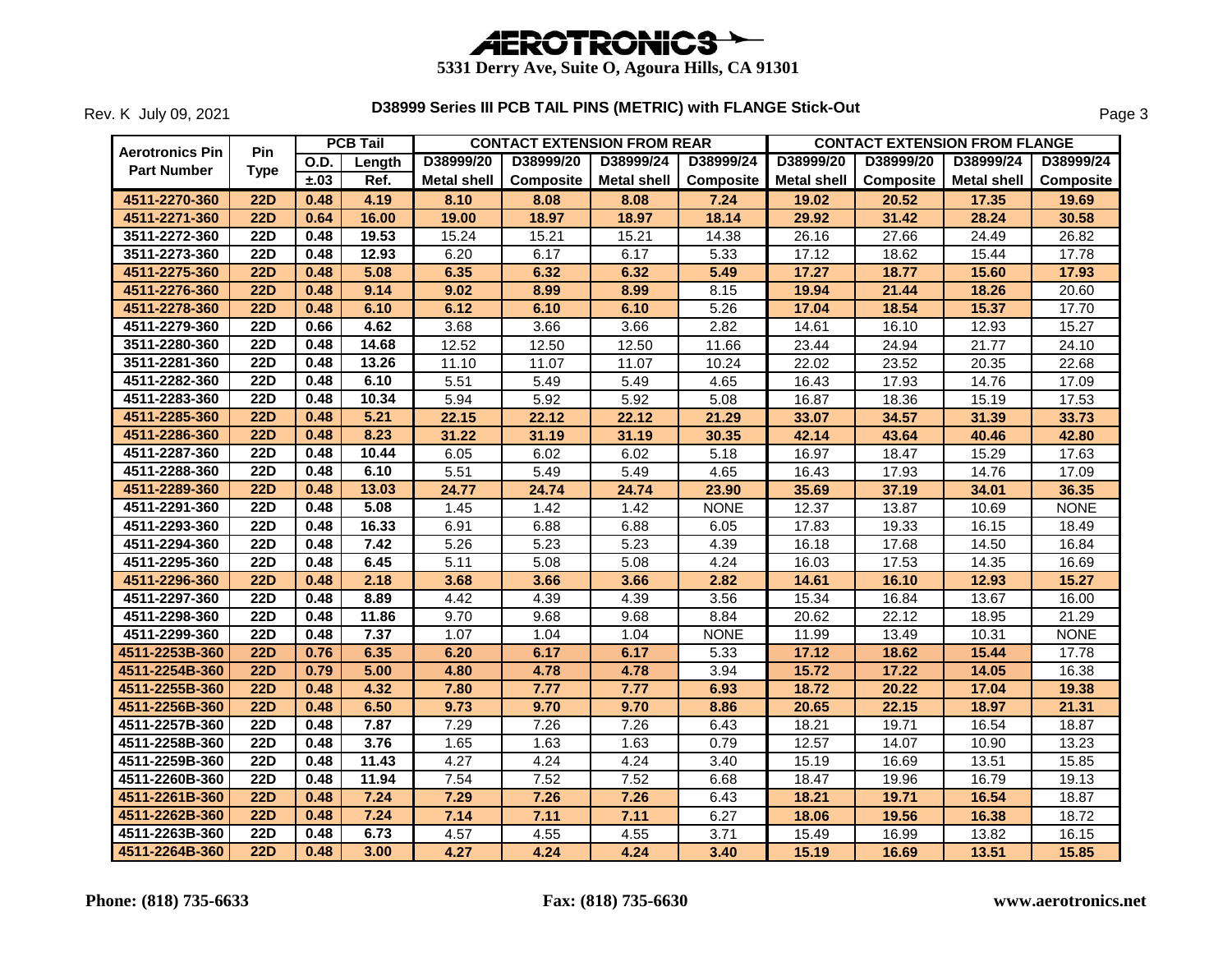# AEROTRONICS

**5331 Derry Ave, Suite O, Agoura Hills, CA 91301**

Rev. K July 09, 2021

**D38999 Series III PCB TAIL PINS (METRIC) with FLANGE Stick-Out**

| Aerotronics Pin Part Number | Pin Type | PCB Tail | | CONTACT EXTENSION FROM REAR | | | | CONTACT EXTENSION FROM FLANGE | | | |
|---|---|---|---|---|---|---|---|---|---|---|---|
| | | O.D. | Length | D38999/20 | D38999/20 | D38999/24 | D38999/24 | D38999/20 | D38999/20 | D38999/24 | D38999/24 |
| | | ±.03 | Ref. | Metal shell | Composite | Metal shell | Composite | Metal shell | Composite | Metal shell | Composite |
| **4511-2270-360** | **22D** | **0.48** | **4.19** | **8.10** | **8.08** | **8.08** | **7.24** | **19.02** | **20.52** | **17.35** | **19.69** |
| **4511-2271-360** | **22D** | **0.64** | **16.00** | **19.00** | **18.97** | **18.97** | **18.14** | **29.92** | **31.42** | **28.24** | **30.58** |
| 3511-2272-360 | 22D | 0.48 | 19.53 | 15.24 | 15.21 | 15.21 | 14.38 | 26.16 | 27.66 | 24.49 | 26.82 |
| 3511-2273-360 | 22D | 0.48 | 12.93 | 6.20 | 6.17 | 6.17 | 5.33 | 17.12 | 18.62 | 15.44 | 17.78 |
| **4511-2275-360** | **22D** | **0.48** | **5.08** | **6.35** | **6.32** | **6.32** | **5.49** | **17.27** | **18.77** | **15.60** | **17.93** |
| **4511-2276-360** | **22D** | **0.48** | **9.14** | **9.02** | **8.99** | **8.99** | 8.15 | **19.94** | **21.44** | **18.26** | 20.60 |
| **4511-2278-360** | **22D** | **0.48** | **6.10** | **6.12** | **6.10** | **6.10** | 5.26 | **17.04** | **18.54** | **15.37** | 17.70 |
| 4511-2279-360 | 22D | 0.66 | 4.62 | 3.68 | 3.66 | 3.66 | 2.82 | 14.61 | 16.10 | 12.93 | 15.27 |
| 3511-2280-360 | 22D | 0.48 | 14.68 | 12.52 | 12.50 | 12.50 | 11.66 | 23.44 | 24.94 | 21.77 | 24.10 |
| 3511-2281-360 | 22D | 0.48 | 13.26 | 11.10 | 11.07 | 11.07 | 10.24 | 22.02 | 23.52 | 20.35 | 22.68 |
| 4511-2282-360 | 22D | 0.48 | 6.10 | 5.51 | 5.49 | 5.49 | 4.65 | 16.43 | 17.93 | 14.76 | 17.09 |
| 4511-2283-360 | 22D | 0.48 | 10.34 | 5.94 | 5.92 | 5.92 | 5.08 | 16.87 | 18.36 | 15.19 | 17.53 |
| **4511-2285-360** | **22D** | **0.48** | **5.21** | **22.15** | **22.12** | **22.12** | **21.29** | **33.07** | **34.57** | **31.39** | **33.73** |
| **4511-2286-360** | **22D** | **0.48** | **8.23** | **31.22** | **31.19** | **31.19** | **30.35** | **42.14** | **43.64** | **40.46** | **42.80** |
| 4511-2287-360 | 22D | 0.48 | 10.44 | 6.05 | 6.02 | 6.02 | 5.18 | 16.97 | 18.47 | 15.29 | 17.63 |
| 4511-2288-360 | 22D | 0.48 | 6.10 | 5.51 | 5.49 | 5.49 | 4.65 | 16.43 | 17.93 | 14.76 | 17.09 |
| **4511-2289-360** | **22D** | **0.48** | **13.03** | **24.77** | **24.74** | **24.74** | **23.90** | **35.69** | **37.19** | **34.01** | **36.35** |
| 4511-2291-360 | 22D | 0.48 | 5.08 | 1.45 | 1.42 | 1.42 | NONE | 12.37 | 13.87 | 10.69 | NONE |
| 4511-2293-360 | 22D | 0.48 | 16.33 | 6.91 | 6.88 | 6.88 | 6.05 | 17.83 | 19.33 | 16.15 | 18.49 |
| 4511-2294-360 | 22D | 0.48 | 7.42 | 5.26 | 5.23 | 5.23 | 4.39 | 16.18 | 17.68 | 14.50 | 16.84 |
| 4511-2295-360 | 22D | 0.48 | 6.45 | 5.11 | 5.08 | 5.08 | 4.24 | 16.03 | 17.53 | 14.35 | 16.69 |
| **4511-2296-360** | **22D** | **0.48** | **2.18** | **3.68** | **3.66** | **3.66** | **2.82** | **14.61** | **16.10** | **12.93** | **15.27** |
| 4511-2297-360 | 22D | 0.48 | 8.89 | 4.42 | 4.39 | 4.39 | 3.56 | 15.34 | 16.84 | 13.67 | 16.00 |
| 4511-2298-360 | 22D | 0.48 | 11.86 | 9.70 | 9.68 | 9.68 | 8.84 | 20.62 | 22.12 | 18.95 | 21.29 |
| 4511-2299-360 | 22D | 0.48 | 7.37 | 1.07 | 1.04 | 1.04 | NONE | 11.99 | 13.49 | 10.31 | NONE |
| **4511-2253B-360** | **22D** | **0.76** | **6.35** | **6.20** | **6.17** | **6.17** | 5.33 | **17.12** | **18.62** | **15.44** | 17.78 |
| **4511-2254B-360** | **22D** | **0.79** | **5.00** | **4.80** | **4.78** | **4.78** | 3.94 | **15.72** | **17.22** | **14.05** | 16.38 |
| **4511-2255B-360** | **22D** | **0.48** | **4.32** | **7.80** | **7.77** | **7.77** | **6.93** | **18.72** | **20.22** | **17.04** | **19.38** |
| **4511-2256B-360** | **22D** | **0.48** | **6.50** | **9.73** | **9.70** | **9.70** | **8.86** | **20.65** | **22.15** | **18.97** | **21.31** |
| 4511-2257B-360 | 22D | 0.48 | 7.87 | 7.29 | 7.26 | 7.26 | 6.43 | 18.21 | 19.71 | 16.54 | 18.87 |
| 4511-2258B-360 | 22D | 0.48 | 3.76 | 1.65 | 1.63 | 1.63 | 0.79 | 12.57 | 14.07 | 10.90 | 13.23 |
| 4511-2259B-360 | 22D | 0.48 | 11.43 | 4.27 | 4.24 | 4.24 | 3.40 | 15.19 | 16.69 | 13.51 | 15.85 |
| 4511-2260B-360 | 22D | 0.48 | 11.94 | 7.54 | 7.52 | 7.52 | 6.68 | 18.47 | 19.96 | 16.79 | 19.13 |
| **4511-2261B-360** | **22D** | **0.48** | **7.24** | **7.29** | **7.26** | **7.26** | 6.43 | **18.21** | **19.71** | **16.54** | 18.87 |
| **4511-2262B-360** | **22D** | **0.48** | **7.24** | **7.14** | **7.11** | **7.11** | 6.27 | **18.06** | **19.56** | **16.38** | 18.72 |
| 4511-2263B-360 | 22D | 0.48 | 6.73 | 4.57 | 4.55 | 4.55 | 3.71 | 15.49 | 16.99 | 13.82 | 16.15 |
| **4511-2264B-360** | **22D** | **0.48** | **3.00** | **4.27** | **4.24** | **4.24** | **3.40** | **15.19** | **16.69** | **13.51** | **15.85** |

**Phone: (818) 735-6633** **Fax: (818) 735-6630** **www.aerotronics.net**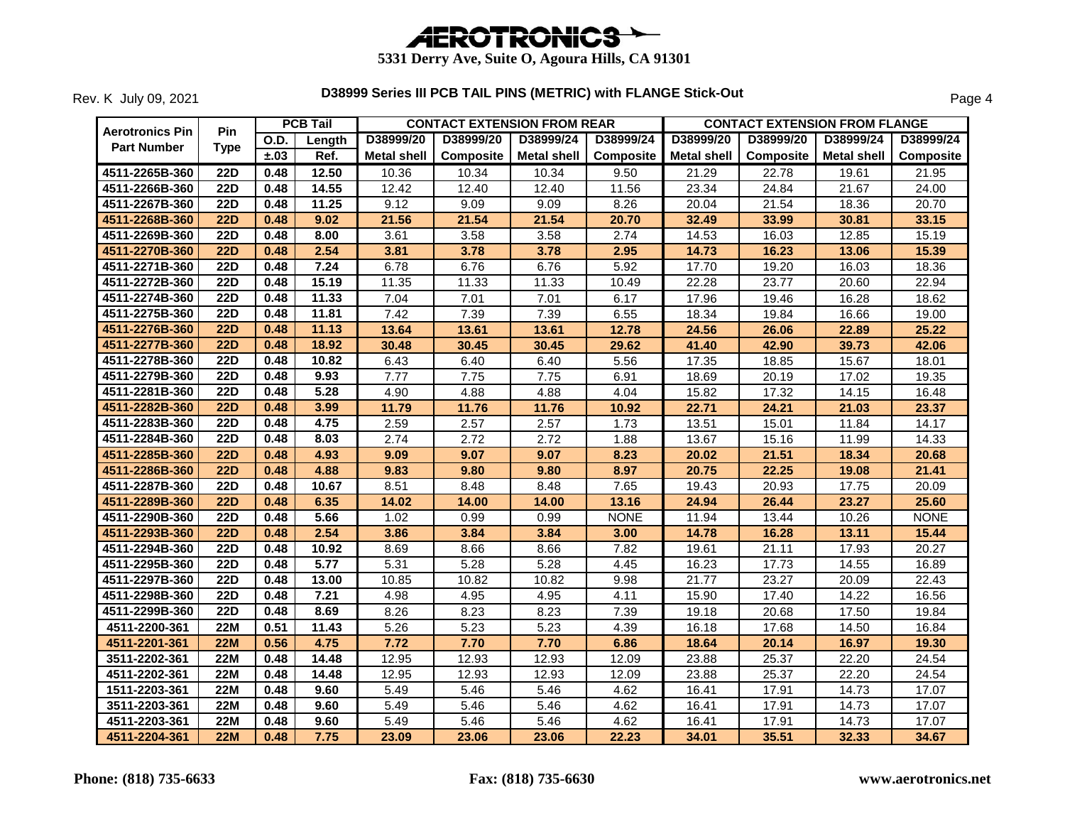# AEROTRONICS

**5331 Derry Ave, Suite O, Agoura Hills, CA 91301**

Rev. K July 09, 2021

## D38999 Series III PCB TAIL PINS (METRIC) with FLANGE Stick-Out

| Aerotronics Pin Part Number | Pin Type | PCB Tail | | CONTACT EXTENSION FROM REAR | | | | CONTACT EXTENSION FROM FLANGE | | | |
|---|---|---|---|---|---|---|---|---|---|---|---|
| | | O.D. | Length | D38999/20 | D38999/20 | D38999/24 | D38999/24 | D38999/20 | D38999/20 | D38999/24 | D38999/24 |
| | | ±.03 | Ref. | Metal shell | Composite | Metal shell | Composite | Metal shell | Composite | Metal shell | Composite |
| 4511-2265B-360 | 22D | 0.48 | 12.50 | 10.36 | 10.34 | 10.34 | 9.50 | 21.29 | 22.78 | 19.61 | 21.95 |
| 4511-2266B-360 | 22D | 0.48 | 14.55 | 12.42 | 12.40 | 12.40 | 11.56 | 23.34 | 24.84 | 21.67 | 24.00 |
| 4511-2267B-360 | 22D | 0.48 | 11.25 | 9.12 | 9.09 | 9.09 | 8.26 | 20.04 | 21.54 | 18.36 | 20.70 |
| 4511-2268B-360 | 22D | 0.48 | 9.02 | 21.56 | 21.54 | 21.54 | 20.70 | 32.49 | 33.99 | 30.81 | 33.15 |
| 4511-2269B-360 | 22D | 0.48 | 8.00 | 3.61 | 3.58 | 3.58 | 2.74 | 14.53 | 16.03 | 12.85 | 15.19 |
| 4511-2270B-360 | 22D | 0.48 | 2.54 | 3.81 | 3.78 | 3.78 | 2.95 | 14.73 | 16.23 | 13.06 | 15.39 |
| 4511-2271B-360 | 22D | 0.48 | 7.24 | 6.78 | 6.76 | 6.76 | 5.92 | 17.70 | 19.20 | 16.03 | 18.36 |
| 4511-2272B-360 | 22D | 0.48 | 15.19 | 11.35 | 11.33 | 11.33 | 10.49 | 22.28 | 23.77 | 20.60 | 22.94 |
| 4511-2274B-360 | 22D | 0.48 | 11.33 | 7.04 | 7.01 | 7.01 | 6.17 | 17.96 | 19.46 | 16.28 | 18.62 |
| 4511-2275B-360 | 22D | 0.48 | 11.81 | 7.42 | 7.39 | 7.39 | 6.55 | 18.34 | 19.84 | 16.66 | 19.00 |
| 4511-2276B-360 | 22D | 0.48 | 11.13 | 13.64 | 13.61 | 13.61 | 12.78 | 24.56 | 26.06 | 22.89 | 25.22 |
| 4511-2277B-360 | 22D | 0.48 | 18.92 | 30.48 | 30.45 | 30.45 | 29.62 | 41.40 | 42.90 | 39.73 | 42.06 |
| 4511-2278B-360 | 22D | 0.48 | 10.82 | 6.43 | 6.40 | 6.40 | 5.56 | 17.35 | 18.85 | 15.67 | 18.01 |
| 4511-2279B-360 | 22D | 0.48 | 9.93 | 7.77 | 7.75 | 7.75 | 6.91 | 18.69 | 20.19 | 17.02 | 19.35 |
| 4511-2281B-360 | 22D | 0.48 | 5.28 | 4.90 | 4.88 | 4.88 | 4.04 | 15.82 | 17.32 | 14.15 | 16.48 |
| 4511-2282B-360 | 22D | 0.48 | 3.99 | 11.79 | 11.76 | 11.76 | 10.92 | 22.71 | 24.21 | 21.03 | 23.37 |
| 4511-2283B-360 | 22D | 0.48 | 4.75 | 2.59 | 2.57 | 2.57 | 1.73 | 13.51 | 15.01 | 11.84 | 14.17 |
| 4511-2284B-360 | 22D | 0.48 | 8.03 | 2.74 | 2.72 | 2.72 | 1.88 | 13.67 | 15.16 | 11.99 | 14.33 |
| 4511-2285B-360 | 22D | 0.48 | 4.93 | 9.09 | 9.07 | 9.07 | 8.23 | 20.02 | 21.51 | 18.34 | 20.68 |
| 4511-2286B-360 | 22D | 0.48 | 4.88 | 9.83 | 9.80 | 9.80 | 8.97 | 20.75 | 22.25 | 19.08 | 21.41 |
| 4511-2287B-360 | 22D | 0.48 | 10.67 | 8.51 | 8.48 | 8.48 | 7.65 | 19.43 | 20.93 | 17.75 | 20.09 |
| 4511-2289B-360 | 22D | 0.48 | 6.35 | 14.02 | 14.00 | 14.00 | 13.16 | 24.94 | 26.44 | 23.27 | 25.60 |
| 4511-2290B-360 | 22D | 0.48 | 5.66 | 1.02 | 0.99 | 0.99 | NONE | 11.94 | 13.44 | 10.26 | NONE |
| 4511-2293B-360 | 22D | 0.48 | 2.54 | 3.86 | 3.84 | 3.84 | 3.00 | 14.78 | 16.28 | 13.11 | 15.44 |
| 4511-2294B-360 | 22D | 0.48 | 10.92 | 8.69 | 8.66 | 8.66 | 7.82 | 19.61 | 21.11 | 17.93 | 20.27 |
| 4511-2295B-360 | 22D | 0.48 | 5.77 | 5.31 | 5.28 | 5.28 | 4.45 | 16.23 | 17.73 | 14.55 | 16.89 |
| 4511-2297B-360 | 22D | 0.48 | 13.00 | 10.85 | 10.82 | 10.82 | 9.98 | 21.77 | 23.27 | 20.09 | 22.43 |
| 4511-2298B-360 | 22D | 0.48 | 7.21 | 4.98 | 4.95 | 4.95 | 4.11 | 15.90 | 17.40 | 14.22 | 16.56 |
| 4511-2299B-360 | 22D | 0.48 | 8.69 | 8.26 | 8.23 | 8.23 | 7.39 | 19.18 | 20.68 | 17.50 | 19.84 |
| 4511-2200-361 | 22M | 0.51 | 11.43 | 5.26 | 5.23 | 5.23 | 4.39 | 16.18 | 17.68 | 14.50 | 16.84 |
| 4511-2201-361 | 22M | 0.56 | 4.75 | 7.72 | 7.70 | 7.70 | 6.86 | 18.64 | 20.14 | 16.97 | 19.30 |
| 3511-2202-361 | 22M | 0.48 | 14.48 | 12.95 | 12.93 | 12.93 | 12.09 | 23.88 | 25.37 | 22.20 | 24.54 |
| 4511-2202-361 | 22M | 0.48 | 14.48 | 12.95 | 12.93 | 12.93 | 12.09 | 23.88 | 25.37 | 22.20 | 24.54 |
| 1511-2203-361 | 22M | 0.48 | 9.60 | 5.49 | 5.46 | 5.46 | 4.62 | 16.41 | 17.91 | 14.73 | 17.07 |
| 3511-2203-361 | 22M | 0.48 | 9.60 | 5.49 | 5.46 | 5.46 | 4.62 | 16.41 | 17.91 | 14.73 | 17.07 |
| 4511-2203-361 | 22M | 0.48 | 9.60 | 5.49 | 5.46 | 5.46 | 4.62 | 16.41 | 17.91 | 14.73 | 17.07 |
| 4511-2204-361 | 22M | 0.48 | 7.75 | 23.09 | 23.06 | 23.06 | 22.23 | 34.01 | 35.51 | 32.33 | 34.67 |

**Phone: (818) 735-6633** **Fax: (818) 735-6630** **www.aerotronics.net**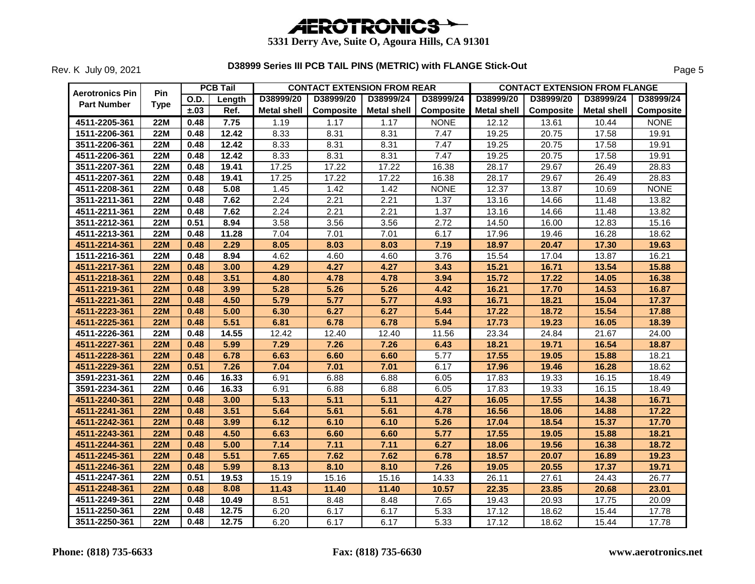# AEROTRONICS

**5331 Derry Ave, Suite O, Agoura Hills, CA 91301**

Rev. K July 09, 2021

## D38999 Series III PCB TAIL PINS (METRIC) with FLANGE Stick-Out

| Aerotronics Pin Part Number | Pin Type | PCB Tail | | CONTACT EXTENSION FROM REAR | | | | CONTACT EXTENSION FROM FLANGE | | | |
|---|---|---|---|---|---|---|---|---|---|---|---|
| | | O.D. | Length | D38999/20 | D38999/20 | D38999/24 | D38999/24 | D38999/20 | D38999/20 | D38999/24 | D38999/24 |
| | | ±.03 | Ref. | Metal shell | Composite | Metal shell | Composite | Metal shell | Composite | Metal shell | Composite |
| 4511-2205-361 | 22M | 0.48 | 7.75 | 1.19 | 1.17 | 1.17 | NONE | 12.12 | 13.61 | 10.44 | NONE |
| 1511-2206-361 | 22M | 0.48 | 12.42 | 8.33 | 8.31 | 8.31 | 7.47 | 19.25 | 20.75 | 17.58 | 19.91 |
| 3511-2206-361 | 22M | 0.48 | 12.42 | 8.33 | 8.31 | 8.31 | 7.47 | 19.25 | 20.75 | 17.58 | 19.91 |
| 4511-2206-361 | 22M | 0.48 | 12.42 | 8.33 | 8.31 | 8.31 | 7.47 | 19.25 | 20.75 | 17.58 | 19.91 |
| 3511-2207-361 | 22M | 0.48 | 19.41 | 17.25 | 17.22 | 17.22 | 16.38 | 28.17 | 29.67 | 26.49 | 28.83 |
| 4511-2207-361 | 22M | 0.48 | 19.41 | 17.25 | 17.22 | 17.22 | 16.38 | 28.17 | 29.67 | 26.49 | 28.83 |
| 4511-2208-361 | 22M | 0.48 | 5.08 | 1.45 | 1.42 | 1.42 | NONE | 12.37 | 13.87 | 10.69 | NONE |
| 3511-2211-361 | 22M | 0.48 | 7.62 | 2.24 | 2.21 | 2.21 | 1.37 | 13.16 | 14.66 | 11.48 | 13.82 |
| 4511-2211-361 | 22M | 0.48 | 7.62 | 2.24 | 2.21 | 2.21 | 1.37 | 13.16 | 14.66 | 11.48 | 13.82 |
| 3511-2212-361 | 22M | 0.51 | 8.94 | 3.58 | 3.56 | 3.56 | 2.72 | 14.50 | 16.00 | 12.83 | 15.16 |
| 4511-2213-361 | 22M | 0.48 | 11.28 | 7.04 | 7.01 | 7.01 | 6.17 | 17.96 | 19.46 | 16.28 | 18.62 |
| **4511-2214-361** | **22M** | **0.48** | **2.29** | **8.05** | **8.03** | **8.03** | **7.19** | **18.97** | **20.47** | **17.30** | **19.63** |
| 1511-2216-361 | 22M | 0.48 | 8.94 | 4.62 | 4.60 | 4.60 | 3.76 | 15.54 | 17.04 | 13.87 | 16.21 |
| **4511-2217-361** | **22M** | **0.48** | **3.00** | **4.29** | **4.27** | **4.27** | **3.43** | **15.21** | **16.71** | **13.54** | **15.88** |
| **4511-2218-361** | **22M** | **0.48** | **3.51** | **4.80** | **4.78** | **4.78** | **3.94** | **15.72** | **17.22** | **14.05** | **16.38** |
| **4511-2219-361** | **22M** | **0.48** | **3.99** | **5.28** | **5.26** | **5.26** | **4.42** | **16.21** | **17.70** | **14.53** | **16.87** |
| **4511-2221-361** | **22M** | **0.48** | **4.50** | **5.79** | **5.77** | **5.77** | **4.93** | **16.71** | **18.21** | **15.04** | **17.37** |
| **4511-2223-361** | **22M** | **0.48** | **5.00** | **6.30** | **6.27** | **6.27** | **5.44** | **17.22** | **18.72** | **15.54** | **17.88** |
| **4511-2225-361** | **22M** | **0.48** | **5.51** | **6.81** | **6.78** | **6.78** | **5.94** | **17.73** | **19.23** | **16.05** | **18.39** |
| 4511-2226-361 | 22M | 0.48 | 14.55 | 12.42 | 12.40 | 12.40 | 11.56 | 23.34 | 24.84 | 21.67 | 24.00 |
| **4511-2227-361** | **22M** | **0.48** | **5.99** | **7.29** | **7.26** | **7.26** | **6.43** | **18.21** | **19.71** | **16.54** | **18.87** |
| **4511-2228-361** | **22M** | **0.48** | **6.78** | **6.63** | **6.60** | **6.60** | 5.77 | **17.55** | **19.05** | **15.88** | 18.21 |
| **4511-2229-361** | **22M** | **0.51** | **7.26** | **7.04** | **7.01** | **7.01** | 6.17 | **17.96** | **19.46** | **16.28** | 18.62 |
| 3591-2231-361 | 22M | 0.46 | 16.33 | 6.91 | 6.88 | 6.88 | 6.05 | 17.83 | 19.33 | 16.15 | 18.49 |
| 3591-2234-361 | 22M | 0.46 | 16.33 | 6.91 | 6.88 | 6.88 | 6.05 | 17.83 | 19.33 | 16.15 | 18.49 |
| **4511-2240-361** | **22M** | **0.48** | **3.00** | **5.13** | **5.11** | **5.11** | **4.27** | **16.05** | **17.55** | **14.38** | **16.71** |
| **4511-2241-361** | **22M** | **0.48** | **3.51** | **5.64** | **5.61** | **5.61** | **4.78** | **16.56** | **18.06** | **14.88** | **17.22** |
| **4511-2242-361** | **22M** | **0.48** | **3.99** | **6.12** | **6.10** | **6.10** | **5.26** | **17.04** | **18.54** | **15.37** | **17.70** |
| **4511-2243-361** | **22M** | **0.48** | **4.50** | **6.63** | **6.60** | **6.60** | **5.77** | **17.55** | **19.05** | **15.88** | **18.21** |
| **4511-2244-361** | **22M** | **0.48** | **5.00** | **7.14** | **7.11** | **7.11** | **6.27** | **18.06** | **19.56** | **16.38** | **18.72** |
| **4511-2245-361** | **22M** | **0.48** | **5.51** | **7.65** | **7.62** | **7.62** | **6.78** | **18.57** | **20.07** | **16.89** | **19.23** |
| **4511-2246-361** | **22M** | **0.48** | **5.99** | **8.13** | **8.10** | **8.10** | **7.26** | **19.05** | **20.55** | **17.37** | **19.71** |
| 4511-2247-361 | 22M | 0.51 | 19.53 | 15.19 | 15.16 | 15.16 | 14.33 | 26.11 | 27.61 | 24.43 | 26.77 |
| **4511-2248-361** | **22M** | **0.48** | **8.08** | **11.43** | **11.40** | **11.40** | **10.57** | **22.35** | **23.85** | **20.68** | **23.01** |
| 4511-2249-361 | 22M | 0.48 | 10.49 | 8.51 | 8.48 | 8.48 | 7.65 | 19.43 | 20.93 | 17.75 | 20.09 |
| 1511-2250-361 | 22M | 0.48 | 12.75 | 6.20 | 6.17 | 6.17 | 5.33 | 17.12 | 18.62 | 15.44 | 17.78 |
| 3511-2250-361 | 22M | 0.48 | 12.75 | 6.20 | 6.17 | 6.17 | 5.33 | 17.12 | 18.62 | 15.44 | 17.78 |

**Phone: (818) 735-6633** **Fax: (818) 735-6630** **www.aerotronics.net**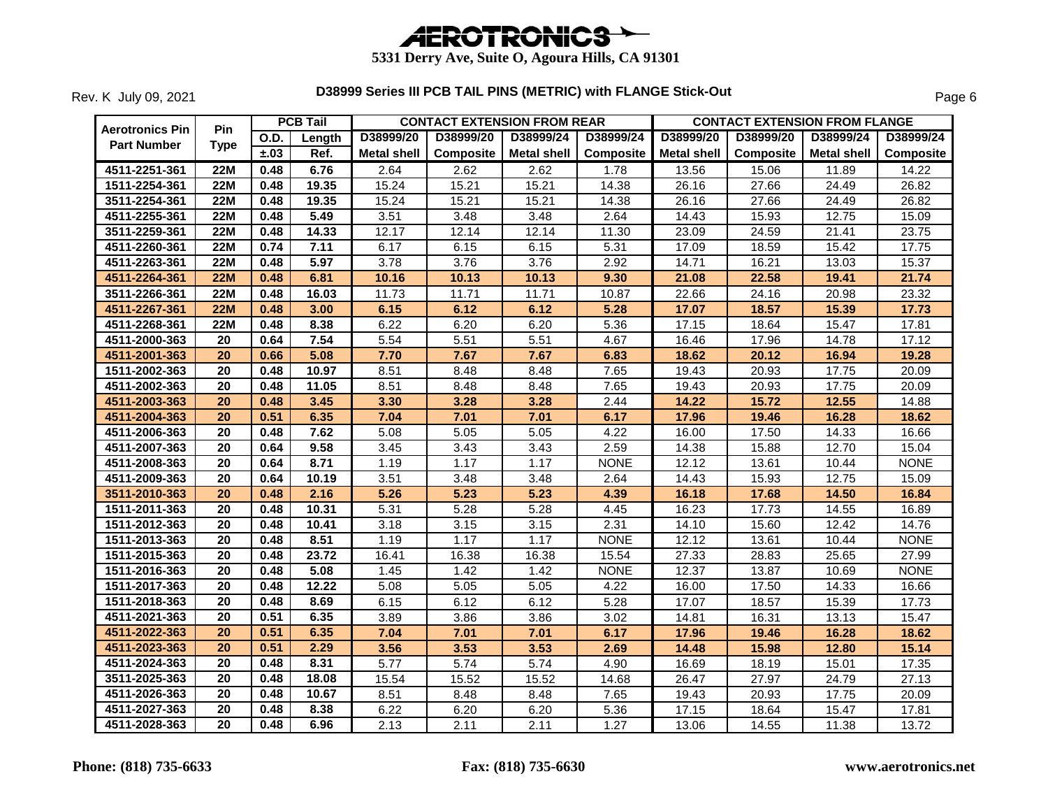# AEROTRONICS

**5331 Derry Ave, Suite O, Agoura Hills, CA 91301**

Rev. K July 09, 2021

## D38999 Series III PCB TAIL PINS (METRIC) with FLANGE Stick-Out

| Aerotronics Pin Part Number | Pin Type | PCB Tail | | CONTACT EXTENSION FROM REAR | | | | CONTACT EXTENSION FROM FLANGE | | | |
|---|---|---|---|---|---|---|---|---|---|---|---|
| | | O.D. | Length | D38999/20 | D38999/20 | D38999/24 | D38999/24 | D38999/20 | D38999/20 | D38999/24 | D38999/24 |
| | | ±.03 | Ref. | Metal shell | Composite | Metal shell | Composite | Metal shell | Composite | Metal shell | Composite |
| 4511-2251-361 | 22M | 0.48 | 6.76 | 2.64 | 2.62 | 2.62 | 1.78 | 13.56 | 15.06 | 11.89 | 14.22 |
| 1511-2254-361 | 22M | 0.48 | 19.35 | 15.24 | 15.21 | 15.21 | 14.38 | 26.16 | 27.66 | 24.49 | 26.82 |
| 3511-2254-361 | 22M | 0.48 | 19.35 | 15.24 | 15.21 | 15.21 | 14.38 | 26.16 | 27.66 | 24.49 | 26.82 |
| 4511-2255-361 | 22M | 0.48 | 5.49 | 3.51 | 3.48 | 3.48 | 2.64 | 14.43 | 15.93 | 12.75 | 15.09 |
| 3511-2259-361 | 22M | 0.48 | 14.33 | 12.17 | 12.14 | 12.14 | 11.30 | 23.09 | 24.59 | 21.41 | 23.75 |
| 4511-2260-361 | 22M | 0.74 | 7.11 | 6.17 | 6.15 | 6.15 | 5.31 | 17.09 | 18.59 | 15.42 | 17.75 |
| 4511-2263-361 | 22M | 0.48 | 5.97 | 3.78 | 3.76 | 3.76 | 2.92 | 14.71 | 16.21 | 13.03 | 15.37 |
| **4511-2264-361** | **22M** | **0.48** | **6.81** | **10.16** | **10.13** | **10.13** | **9.30** | **21.08** | **22.58** | **19.41** | **21.74** |
| 3511-2266-361 | 22M | 0.48 | 16.03 | 11.73 | 11.71 | 11.71 | 10.87 | 22.66 | 24.16 | 20.98 | 23.32 |
| **4511-2267-361** | **22M** | **0.48** | **3.00** | **6.15** | **6.12** | **6.12** | **5.28** | **17.07** | **18.57** | **15.39** | **17.73** |
| 4511-2268-361 | 22M | 0.48 | 8.38 | 6.22 | 6.20 | 6.20 | 5.36 | 17.15 | 18.64 | 15.47 | 17.81 |
| 4511-2000-363 | 20 | 0.64 | 7.54 | 5.54 | 5.51 | 5.51 | 4.67 | 16.46 | 17.96 | 14.78 | 17.12 |
| **4511-2001-363** | **20** | **0.66** | **5.08** | **7.70** | **7.67** | **7.67** | **6.83** | **18.62** | **20.12** | **16.94** | **19.28** |
| 1511-2002-363 | 20 | 0.48 | 10.97 | 8.51 | 8.48 | 8.48 | 7.65 | 19.43 | 20.93 | 17.75 | 20.09 |
| 4511-2002-363 | 20 | 0.48 | 11.05 | 8.51 | 8.48 | 8.48 | 7.65 | 19.43 | 20.93 | 17.75 | 20.09 |
| **4511-2003-363** | **20** | **0.48** | **3.45** | **3.30** | **3.28** | **3.28** | 2.44 | **14.22** | **15.72** | **12.55** | 14.88 |
| **4511-2004-363** | **20** | **0.51** | **6.35** | **7.04** | **7.01** | **7.01** | **6.17** | **17.96** | **19.46** | **16.28** | **18.62** |
| 4511-2006-363 | 20 | 0.48 | 7.62 | 5.08 | 5.05 | 5.05 | 4.22 | 16.00 | 17.50 | 14.33 | 16.66 |
| 4511-2007-363 | 20 | 0.64 | 9.58 | 3.45 | 3.43 | 3.43 | 2.59 | 14.38 | 15.88 | 12.70 | 15.04 |
| 4511-2008-363 | 20 | 0.64 | 8.71 | 1.19 | 1.17 | 1.17 | NONE | 12.12 | 13.61 | 10.44 | NONE |
| 4511-2009-363 | 20 | 0.64 | 10.19 | 3.51 | 3.48 | 3.48 | 2.64 | 14.43 | 15.93 | 12.75 | 15.09 |
| **3511-2010-363** | **20** | **0.48** | **2.16** | **5.26** | **5.23** | **5.23** | **4.39** | **16.18** | **17.68** | **14.50** | **16.84** |
| 1511-2011-363 | 20 | 0.48 | 10.31 | 5.31 | 5.28 | 5.28 | 4.45 | 16.23 | 17.73 | 14.55 | 16.89 |
| 1511-2012-363 | 20 | 0.48 | 10.41 | 3.18 | 3.15 | 3.15 | 2.31 | 14.10 | 15.60 | 12.42 | 14.76 |
| 1511-2013-363 | 20 | 0.48 | 8.51 | 1.19 | 1.17 | 1.17 | NONE | 12.12 | 13.61 | 10.44 | NONE |
| 1511-2015-363 | 20 | 0.48 | 23.72 | 16.41 | 16.38 | 16.38 | 15.54 | 27.33 | 28.83 | 25.65 | 27.99 |
| 1511-2016-363 | 20 | 0.48 | 5.08 | 1.45 | 1.42 | 1.42 | NONE | 12.37 | 13.87 | 10.69 | NONE |
| 1511-2017-363 | 20 | 0.48 | 12.22 | 5.08 | 5.05 | 5.05 | 4.22 | 16.00 | 17.50 | 14.33 | 16.66 |
| 1511-2018-363 | 20 | 0.48 | 8.69 | 6.15 | 6.12 | 6.12 | 5.28 | 17.07 | 18.57 | 15.39 | 17.73 |
| 4511-2021-363 | 20 | 0.51 | 6.35 | 3.89 | 3.86 | 3.86 | 3.02 | 14.81 | 16.31 | 13.13 | 15.47 |
| **4511-2022-363** | **20** | **0.51** | **6.35** | **7.04** | **7.01** | **7.01** | **6.17** | **17.96** | **19.46** | **16.28** | **18.62** |
| **4511-2023-363** | **20** | **0.51** | **2.29** | **3.56** | **3.53** | **3.53** | **2.69** | **14.48** | **15.98** | **12.80** | **15.14** |
| 4511-2024-363 | 20 | 0.48 | 8.31 | 5.77 | 5.74 | 5.74 | 4.90 | 16.69 | 18.19 | 15.01 | 17.35 |
| 3511-2025-363 | 20 | 0.48 | 18.08 | 15.54 | 15.52 | 15.52 | 14.68 | 26.47 | 27.97 | 24.79 | 27.13 |
| 4511-2026-363 | 20 | 0.48 | 10.67 | 8.51 | 8.48 | 8.48 | 7.65 | 19.43 | 20.93 | 17.75 | 20.09 |
| 4511-2027-363 | 20 | 0.48 | 8.38 | 6.22 | 6.20 | 6.20 | 5.36 | 17.15 | 18.64 | 15.47 | 17.81 |
| 4511-2028-363 | 20 | 0.48 | 6.96 | 2.13 | 2.11 | 2.11 | 1.27 | 13.06 | 14.55 | 11.38 | 13.72 |

**Phone: (818) 735-6633** **Fax: (818) 735-6630** **www.aerotronics.net**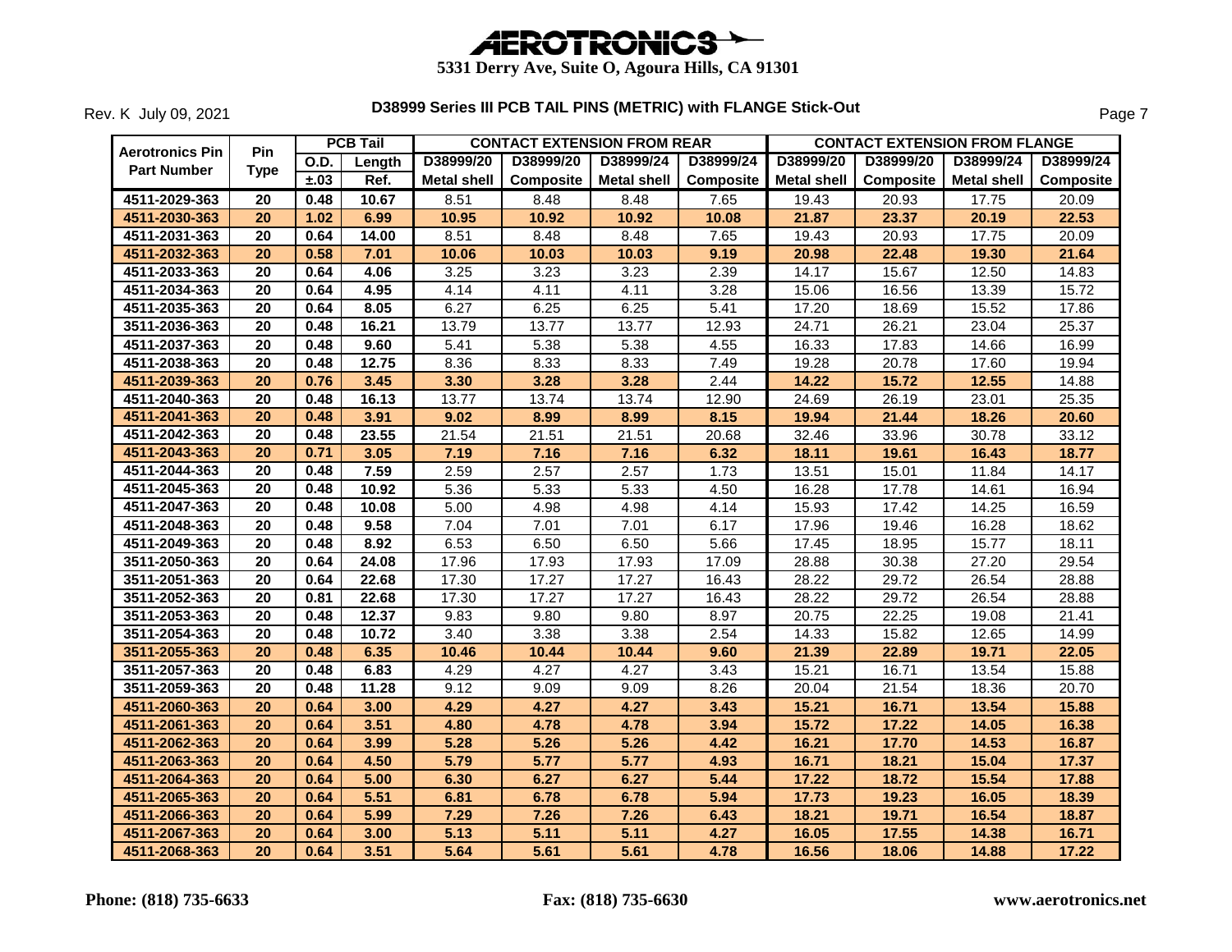# AEROTRONICS

**5331 Derry Ave, Suite O, Agoura Hills, CA 91301**

Rev. K July 09, 2021

## D38999 Series III PCB TAIL PINS (METRIC) with FLANGE Stick-Out

| Aerotronics Pin Part Number | Pin Type | PCB Tail | | CONTACT EXTENSION FROM REAR | | | | CONTACT EXTENSION FROM FLANGE | | | |
|---|---|---|---|---|---|---|---|---|---|---|---|
| | | O.D. | Length | D38999/20 | D38999/20 | D38999/24 | D38999/24 | D38999/20 | D38999/20 | D38999/24 | D38999/24 |
| | | ±.03 | Ref. | Metal shell | Composite | Metal shell | Composite | Metal shell | Composite | Metal shell | Composite |
| 4511-2029-363 | 20 | 0.48 | 10.67 | 8.51 | 8.48 | 8.48 | 7.65 | 19.43 | 20.93 | 17.75 | 20.09 |
| 4511-2030-363 | 20 | 1.02 | 6.99 | 10.95 | 10.92 | 10.92 | 10.08 | 21.87 | 23.37 | 20.19 | 22.53 |
| 4511-2031-363 | 20 | 0.64 | 14.00 | 8.51 | 8.48 | 8.48 | 7.65 | 19.43 | 20.93 | 17.75 | 20.09 |
| 4511-2032-363 | 20 | 0.58 | 7.01 | 10.06 | 10.03 | 10.03 | 9.19 | 20.98 | 22.48 | 19.30 | 21.64 |
| 4511-2033-363 | 20 | 0.64 | 4.06 | 3.25 | 3.23 | 3.23 | 2.39 | 14.17 | 15.67 | 12.50 | 14.83 |
| 4511-2034-363 | 20 | 0.64 | 4.95 | 4.14 | 4.11 | 4.11 | 3.28 | 15.06 | 16.56 | 13.39 | 15.72 |
| 4511-2035-363 | 20 | 0.64 | 8.05 | 6.27 | 6.25 | 6.25 | 5.41 | 17.20 | 18.69 | 15.52 | 17.86 |
| 3511-2036-363 | 20 | 0.48 | 16.21 | 13.79 | 13.77 | 13.77 | 12.93 | 24.71 | 26.21 | 23.04 | 25.37 |
| 4511-2037-363 | 20 | 0.48 | 9.60 | 5.41 | 5.38 | 5.38 | 4.55 | 16.33 | 17.83 | 14.66 | 16.99 |
| 4511-2038-363 | 20 | 0.48 | 12.75 | 8.36 | 8.33 | 8.33 | 7.49 | 19.28 | 20.78 | 17.60 | 19.94 |
| 4511-2039-363 | 20 | 0.76 | 3.45 | 3.30 | 3.28 | 3.28 | 2.44 | 14.22 | 15.72 | 12.55 | 14.88 |
| 4511-2040-363 | 20 | 0.48 | 16.13 | 13.77 | 13.74 | 13.74 | 12.90 | 24.69 | 26.19 | 23.01 | 25.35 |
| 4511-2041-363 | 20 | 0.48 | 3.91 | 9.02 | 8.99 | 8.99 | 8.15 | 19.94 | 21.44 | 18.26 | 20.60 |
| 4511-2042-363 | 20 | 0.48 | 23.55 | 21.54 | 21.51 | 21.51 | 20.68 | 32.46 | 33.96 | 30.78 | 33.12 |
| 4511-2043-363 | 20 | 0.71 | 3.05 | 7.19 | 7.16 | 7.16 | 6.32 | 18.11 | 19.61 | 16.43 | 18.77 |
| 4511-2044-363 | 20 | 0.48 | 7.59 | 2.59 | 2.57 | 2.57 | 1.73 | 13.51 | 15.01 | 11.84 | 14.17 |
| 4511-2045-363 | 20 | 0.48 | 10.92 | 5.36 | 5.33 | 5.33 | 4.50 | 16.28 | 17.78 | 14.61 | 16.94 |
| 4511-2047-363 | 20 | 0.48 | 10.08 | 5.00 | 4.98 | 4.98 | 4.14 | 15.93 | 17.42 | 14.25 | 16.59 |
| 4511-2048-363 | 20 | 0.48 | 9.58 | 7.04 | 7.01 | 7.01 | 6.17 | 17.96 | 19.46 | 16.28 | 18.62 |
| 4511-2049-363 | 20 | 0.48 | 8.92 | 6.53 | 6.50 | 6.50 | 5.66 | 17.45 | 18.95 | 15.77 | 18.11 |
| 3511-2050-363 | 20 | 0.64 | 24.08 | 17.96 | 17.93 | 17.93 | 17.09 | 28.88 | 30.38 | 27.20 | 29.54 |
| 3511-2051-363 | 20 | 0.64 | 22.68 | 17.30 | 17.27 | 17.27 | 16.43 | 28.22 | 29.72 | 26.54 | 28.88 |
| 3511-2052-363 | 20 | 0.81 | 22.68 | 17.30 | 17.27 | 17.27 | 16.43 | 28.22 | 29.72 | 26.54 | 28.88 |
| 3511-2053-363 | 20 | 0.48 | 12.37 | 9.83 | 9.80 | 9.80 | 8.97 | 20.75 | 22.25 | 19.08 | 21.41 |
| 3511-2054-363 | 20 | 0.48 | 10.72 | 3.40 | 3.38 | 3.38 | 2.54 | 14.33 | 15.82 | 12.65 | 14.99 |
| 3511-2055-363 | 20 | 0.48 | 6.35 | 10.46 | 10.44 | 10.44 | 9.60 | 21.39 | 22.89 | 19.71 | 22.05 |
| 3511-2057-363 | 20 | 0.48 | 6.83 | 4.29 | 4.27 | 4.27 | 3.43 | 15.21 | 16.71 | 13.54 | 15.88 |
| 3511-2059-363 | 20 | 0.48 | 11.28 | 9.12 | 9.09 | 9.09 | 8.26 | 20.04 | 21.54 | 18.36 | 20.70 |
| 4511-2060-363 | 20 | 0.64 | 3.00 | 4.29 | 4.27 | 4.27 | 3.43 | 15.21 | 16.71 | 13.54 | 15.88 |
| 4511-2061-363 | 20 | 0.64 | 3.51 | 4.80 | 4.78 | 4.78 | 3.94 | 15.72 | 17.22 | 14.05 | 16.38 |
| 4511-2062-363 | 20 | 0.64 | 3.99 | 5.28 | 5.26 | 5.26 | 4.42 | 16.21 | 17.70 | 14.53 | 16.87 |
| 4511-2063-363 | 20 | 0.64 | 4.50 | 5.79 | 5.77 | 5.77 | 4.93 | 16.71 | 18.21 | 15.04 | 17.37 |
| 4511-2064-363 | 20 | 0.64 | 5.00 | 6.30 | 6.27 | 6.27 | 5.44 | 17.22 | 18.72 | 15.54 | 17.88 |
| 4511-2065-363 | 20 | 0.64 | 5.51 | 6.81 | 6.78 | 6.78 | 5.94 | 17.73 | 19.23 | 16.05 | 18.39 |
| 4511-2066-363 | 20 | 0.64 | 5.99 | 7.29 | 7.26 | 7.26 | 6.43 | 18.21 | 19.71 | 16.54 | 18.87 |
| 4511-2067-363 | 20 | 0.64 | 3.00 | 5.13 | 5.11 | 5.11 | 4.27 | 16.05 | 17.55 | 14.38 | 16.71 |
| 4511-2068-363 | 20 | 0.64 | 3.51 | 5.64 | 5.61 | 5.61 | 4.78 | 16.56 | 18.06 | 14.88 | 17.22 |

**Phone: (818) 735-6633** **Fax: (818) 735-6630** **www.aerotronics.net**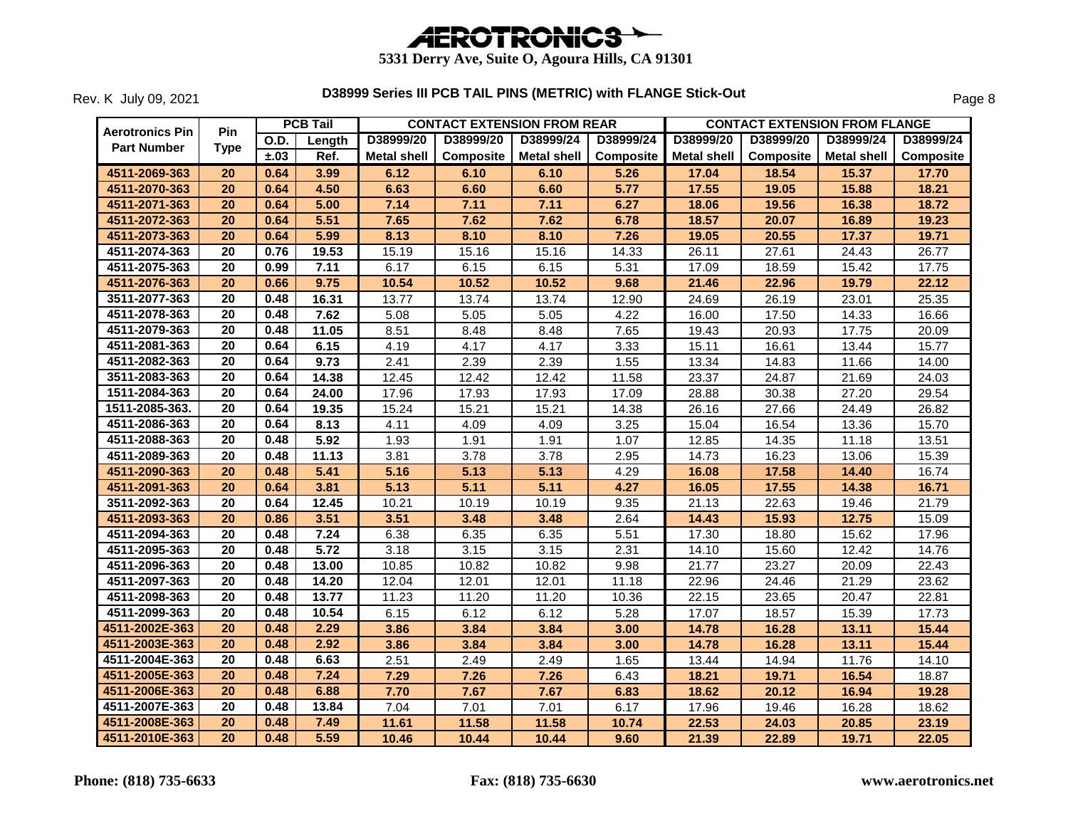# AEROTRONICS

**5331 Derry Ave, Suite O, Agoura Hills, CA 91301**

Rev. K July 09, 2021

## D38999 Series III PCB TAIL PINS (METRIC) with FLANGE Stick-Out

| Aerotronics Pin Part Number | Pin Type | PCB Tail | | CONTACT EXTENSION FROM REAR | | | | CONTACT EXTENSION FROM FLANGE | | | |
|---|---|---|---|---|---|---|---|---|---|---|---|
| | | O.D. | Length | D38999/20 | D38999/20 | D38999/24 | D38999/24 | D38999/20 | D38999/20 | D38999/24 | D38999/24 |
| | | ±.03 | Ref. | Metal shell | Composite | Metal shell | Composite | Metal shell | Composite | Metal shell | Composite |
| **4511-2069-363** | **20** | **0.64** | **3.99** | **6.12** | **6.10** | **6.10** | **5.26** | **17.04** | **18.54** | **15.37** | **17.70** |
| **4511-2070-363** | **20** | **0.64** | **4.50** | **6.63** | **6.60** | **6.60** | **5.77** | **17.55** | **19.05** | **15.88** | **18.21** |
| **4511-2071-363** | **20** | **0.64** | **5.00** | **7.14** | **7.11** | **7.11** | **6.27** | **18.06** | **19.56** | **16.38** | **18.72** |
| **4511-2072-363** | **20** | **0.64** | **5.51** | **7.65** | **7.62** | **7.62** | **6.78** | **18.57** | **20.07** | **16.89** | **19.23** |
| **4511-2073-363** | **20** | **0.64** | **5.99** | **8.13** | **8.10** | **8.10** | **7.26** | **19.05** | **20.55** | **17.37** | **19.71** |
| 4511-2074-363 | 20 | 0.76 | 19.53 | 15.19 | 15.16 | 15.16 | 14.33 | 26.11 | 27.61 | 24.43 | 26.77 |
| 4511-2075-363 | 20 | 0.99 | 7.11 | 6.17 | 6.15 | 6.15 | 5.31 | 17.09 | 18.59 | 15.42 | 17.75 |
| **4511-2076-363** | **20** | **0.66** | **9.75** | **10.54** | **10.52** | **10.52** | **9.68** | **21.46** | **22.96** | **19.79** | **22.12** |
| 3511-2077-363 | 20 | 0.48 | 16.31 | 13.77 | 13.74 | 13.74 | 12.90 | 24.69 | 26.19 | 23.01 | 25.35 |
| 4511-2078-363 | 20 | 0.48 | 7.62 | 5.08 | 5.05 | 5.05 | 4.22 | 16.00 | 17.50 | 14.33 | 16.66 |
| 4511-2079-363 | 20 | 0.48 | 11.05 | 8.51 | 8.48 | 8.48 | 7.65 | 19.43 | 20.93 | 17.75 | 20.09 |
| 4511-2081-363 | 20 | 0.64 | 6.15 | 4.19 | 4.17 | 4.17 | 3.33 | 15.11 | 16.61 | 13.44 | 15.77 |
| 4511-2082-363 | 20 | 0.64 | 9.73 | 2.41 | 2.39 | 2.39 | 1.55 | 13.34 | 14.83 | 11.66 | 14.00 |
| 3511-2083-363 | 20 | 0.64 | 14.38 | 12.45 | 12.42 | 12.42 | 11.58 | 23.37 | 24.87 | 21.69 | 24.03 |
| 1511-2084-363 | 20 | 0.64 | 24.00 | 17.96 | 17.93 | 17.93 | 17.09 | 28.88 | 30.38 | 27.20 | 29.54 |
| 1511-2085-363. | 20 | 0.64 | 19.35 | 15.24 | 15.21 | 15.21 | 14.38 | 26.16 | 27.66 | 24.49 | 26.82 |
| 4511-2086-363 | 20 | 0.64 | 8.13 | 4.11 | 4.09 | 4.09 | 3.25 | 15.04 | 16.54 | 13.36 | 15.70 |
| 4511-2088-363 | 20 | 0.48 | 5.92 | 1.93 | 1.91 | 1.91 | 1.07 | 12.85 | 14.35 | 11.18 | 13.51 |
| 4511-2089-363 | 20 | 0.48 | 11.13 | 3.81 | 3.78 | 3.78 | 2.95 | 14.73 | 16.23 | 13.06 | 15.39 |
| **4511-2090-363** | **20** | **0.48** | **5.41** | **5.16** | **5.13** | **5.13** | 4.29 | **16.08** | **17.58** | **14.40** | 16.74 |
| **4511-2091-363** | **20** | **0.64** | **3.81** | **5.13** | **5.11** | **5.11** | **4.27** | **16.05** | **17.55** | **14.38** | **16.71** |
| 3511-2092-363 | 20 | 0.64 | 12.45 | 10.21 | 10.19 | 10.19 | 9.35 | 21.13 | 22.63 | 19.46 | 21.79 |
| **4511-2093-363** | **20** | **0.86** | **3.51** | **3.51** | **3.48** | **3.48** | 2.64 | **14.43** | **15.93** | **12.75** | 15.09 |
| 4511-2094-363 | 20 | 0.48 | 7.24 | 6.38 | 6.35 | 6.35 | 5.51 | 17.30 | 18.80 | 15.62 | 17.96 |
| 4511-2095-363 | 20 | 0.48 | 5.72 | 3.18 | 3.15 | 3.15 | 2.31 | 14.10 | 15.60 | 12.42 | 14.76 |
| 4511-2096-363 | 20 | 0.48 | 13.00 | 10.85 | 10.82 | 10.82 | 9.98 | 21.77 | 23.27 | 20.09 | 22.43 |
| 4511-2097-363 | 20 | 0.48 | 14.20 | 12.04 | 12.01 | 12.01 | 11.18 | 22.96 | 24.46 | 21.29 | 23.62 |
| 4511-2098-363 | 20 | 0.48 | 13.77 | 11.23 | 11.20 | 11.20 | 10.36 | 22.15 | 23.65 | 20.47 | 22.81 |
| 4511-2099-363 | 20 | 0.48 | 10.54 | 6.15 | 6.12 | 6.12 | 5.28 | 17.07 | 18.57 | 15.39 | 17.73 |
| **4511-2002E-363** | **20** | **0.48** | **2.29** | **3.86** | **3.84** | **3.84** | **3.00** | **14.78** | **16.28** | **13.11** | **15.44** |
| **4511-2003E-363** | **20** | **0.48** | **2.92** | **3.86** | **3.84** | **3.84** | **3.00** | **14.78** | **16.28** | **13.11** | **15.44** |
| 4511-2004E-363 | 20 | 0.48 | 6.63 | 2.51 | 2.49 | 2.49 | 1.65 | 13.44 | 14.94 | 11.76 | 14.10 |
| **4511-2005E-363** | **20** | **0.48** | **7.24** | **7.29** | **7.26** | **7.26** | 6.43 | **18.21** | **19.71** | **16.54** | 18.87 |
| **4511-2006E-363** | **20** | **0.48** | **6.88** | **7.70** | **7.67** | **7.67** | **6.83** | **18.62** | **20.12** | **16.94** | **19.28** |
| 4511-2007E-363 | 20 | 0.48 | 13.84 | 7.04 | 7.01 | 7.01 | 6.17 | 17.96 | 19.46 | 16.28 | 18.62 |
| **4511-2008E-363** | **20** | **0.48** | **7.49** | **11.61** | **11.58** | **11.58** | **10.74** | **22.53** | **24.03** | **20.85** | **23.19** |
| **4511-2010E-363** | **20** | **0.48** | **5.59** | **10.46** | **10.44** | **10.44** | **9.60** | **21.39** | **22.89** | **19.71** | **22.05** |

**Phone: (818) 735-6633** **Fax: (818) 735-6630** **www.aerotronics.net**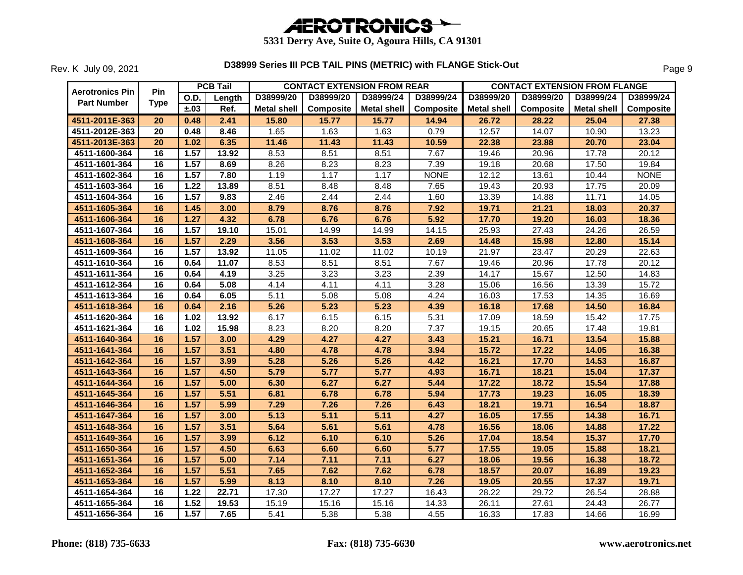# AEROTRONICS

**5331 Derry Ave, Suite O, Agoura Hills, CA 91301**

Rev. K July 09, 2021

## D38999 Series III PCB TAIL PINS (METRIC) with FLANGE Stick-Out

| Aerotronics Pin Part Number | Pin Type | PCB Tail | | CONTACT EXTENSION FROM REAR | | | | CONTACT EXTENSION FROM FLANGE | | | |
|---|---|---|---|---|---|---|---|---|---|---|---|
| | | O.D. | Length | D38999/20 | D38999/20 | D38999/24 | D38999/24 | D38999/20 | D38999/20 | D38999/24 | D38999/24 |
| | | ±.03 | Ref. | Metal shell | Composite | Metal shell | Composite | Metal shell | Composite | Metal shell | Composite |
| **4511-2011E-363** | **20** | **0.48** | **2.41** | **15.80** | **15.77** | **15.77** | **14.94** | **26.72** | **28.22** | **25.04** | **27.38** |
| 4511-2012E-363 | 20 | 0.48 | 8.46 | 1.65 | 1.63 | 1.63 | 0.79 | 12.57 | 14.07 | 10.90 | 13.23 |
| **4511-2013E-363** | **20** | **1.02** | **6.35** | **11.46** | **11.43** | **11.43** | **10.59** | **22.38** | **23.88** | **20.70** | **23.04** |
| 4511-1600-364 | 16 | 1.57 | 13.92 | 8.53 | 8.51 | 8.51 | 7.67 | 19.46 | 20.96 | 17.78 | 20.12 |
| 4511-1601-364 | 16 | 1.57 | 8.69 | 8.26 | 8.23 | 8.23 | 7.39 | 19.18 | 20.68 | 17.50 | 19.84 |
| 4511-1602-364 | 16 | 1.57 | 7.80 | 1.19 | 1.17 | 1.17 | NONE | 12.12 | 13.61 | 10.44 | NONE |
| 4511-1603-364 | 16 | 1.22 | 13.89 | 8.51 | 8.48 | 8.48 | 7.65 | 19.43 | 20.93 | 17.75 | 20.09 |
| 4511-1604-364 | 16 | 1.57 | 9.83 | 2.46 | 2.44 | 2.44 | 1.60 | 13.39 | 14.88 | 11.71 | 14.05 |
| **4511-1605-364** | **16** | **1.45** | **3.00** | **8.79** | **8.76** | **8.76** | **7.92** | **19.71** | **21.21** | **18.03** | **20.37** |
| **4511-1606-364** | **16** | **1.27** | **4.32** | **6.78** | **6.76** | **6.76** | **5.92** | **17.70** | **19.20** | **16.03** | **18.36** |
| 4511-1607-364 | 16 | 1.57 | 19.10 | 15.01 | 14.99 | 14.99 | 14.15 | 25.93 | 27.43 | 24.26 | 26.59 |
| **4511-1608-364** | **16** | **1.57** | **2.29** | **3.56** | **3.53** | **3.53** | **2.69** | **14.48** | **15.98** | **12.80** | **15.14** |
| 4511-1609-364 | 16 | 1.57 | 13.92 | 11.05 | 11.02 | 11.02 | 10.19 | 21.97 | 23.47 | 20.29 | 22.63 |
| 4511-1610-364 | 16 | 0.64 | 11.07 | 8.53 | 8.51 | 8.51 | 7.67 | 19.46 | 20.96 | 17.78 | 20.12 |
| 4511-1611-364 | 16 | 0.64 | 4.19 | 3.25 | 3.23 | 3.23 | 2.39 | 14.17 | 15.67 | 12.50 | 14.83 |
| 4511-1612-364 | 16 | 0.64 | 5.08 | 4.14 | 4.11 | 4.11 | 3.28 | 15.06 | 16.56 | 13.39 | 15.72 |
| 4511-1613-364 | 16 | 0.64 | 6.05 | 5.11 | 5.08 | 5.08 | 4.24 | 16.03 | 17.53 | 14.35 | 16.69 |
| **4511-1618-364** | **16** | **0.64** | **2.16** | **5.26** | **5.23** | **5.23** | **4.39** | **16.18** | **17.68** | **14.50** | **16.84** |
| 4511-1620-364 | 16 | 1.02 | 13.92 | 6.17 | 6.15 | 6.15 | 5.31 | 17.09 | 18.59 | 15.42 | 17.75 |
| 4511-1621-364 | 16 | 1.02 | 15.98 | 8.23 | 8.20 | 8.20 | 7.37 | 19.15 | 20.65 | 17.48 | 19.81 |
| **4511-1640-364** | **16** | **1.57** | **3.00** | **4.29** | **4.27** | **4.27** | **3.43** | **15.21** | **16.71** | **13.54** | **15.88** |
| **4511-1641-364** | **16** | **1.57** | **3.51** | **4.80** | **4.78** | **4.78** | **3.94** | **15.72** | **17.22** | **14.05** | **16.38** |
| **4511-1642-364** | **16** | **1.57** | **3.99** | **5.28** | **5.26** | **5.26** | **4.42** | **16.21** | **17.70** | **14.53** | **16.87** |
| **4511-1643-364** | **16** | **1.57** | **4.50** | **5.79** | **5.77** | **5.77** | **4.93** | **16.71** | **18.21** | **15.04** | **17.37** |
| **4511-1644-364** | **16** | **1.57** | **5.00** | **6.30** | **6.27** | **6.27** | **5.44** | **17.22** | **18.72** | **15.54** | **17.88** |
| **4511-1645-364** | **16** | **1.57** | **5.51** | **6.81** | **6.78** | **6.78** | **5.94** | **17.73** | **19.23** | **16.05** | **18.39** |
| **4511-1646-364** | **16** | **1.57** | **5.99** | **7.29** | **7.26** | **7.26** | **6.43** | **18.21** | **19.71** | **16.54** | **18.87** |
| **4511-1647-364** | **16** | **1.57** | **3.00** | **5.13** | **5.11** | **5.11** | **4.27** | **16.05** | **17.55** | **14.38** | **16.71** |
| **4511-1648-364** | **16** | **1.57** | **3.51** | **5.64** | **5.61** | **5.61** | **4.78** | **16.56** | **18.06** | **14.88** | **17.22** |
| **4511-1649-364** | **16** | **1.57** | **3.99** | **6.12** | **6.10** | **6.10** | **5.26** | **17.04** | **18.54** | **15.37** | **17.70** |
| **4511-1650-364** | **16** | **1.57** | **4.50** | **6.63** | **6.60** | **6.60** | **5.77** | **17.55** | **19.05** | **15.88** | **18.21** |
| **4511-1651-364** | **16** | **1.57** | **5.00** | **7.14** | **7.11** | **7.11** | **6.27** | **18.06** | **19.56** | **16.38** | **18.72** |
| **4511-1652-364** | **16** | **1.57** | **5.51** | **7.65** | **7.62** | **7.62** | **6.78** | **18.57** | **20.07** | **16.89** | **19.23** |
| **4511-1653-364** | **16** | **1.57** | **5.99** | **8.13** | **8.10** | **8.10** | **7.26** | **19.05** | **20.55** | **17.37** | **19.71** |
| 4511-1654-364 | 16 | 1.22 | 22.71 | 17.30 | 17.27 | 17.27 | 16.43 | 28.22 | 29.72 | 26.54 | 28.88 |
| 4511-1655-364 | 16 | 1.52 | 19.53 | 15.19 | 15.16 | 15.16 | 14.33 | 26.11 | 27.61 | 24.43 | 26.77 |
| 4511-1656-364 | 16 | 1.57 | 7.65 | 5.41 | 5.38 | 5.38 | 4.55 | 16.33 | 17.83 | 14.66 | 16.99 |

**Phone: (818) 735-6633** **Fax: (818) 735-6630** **www.aerotronics.net**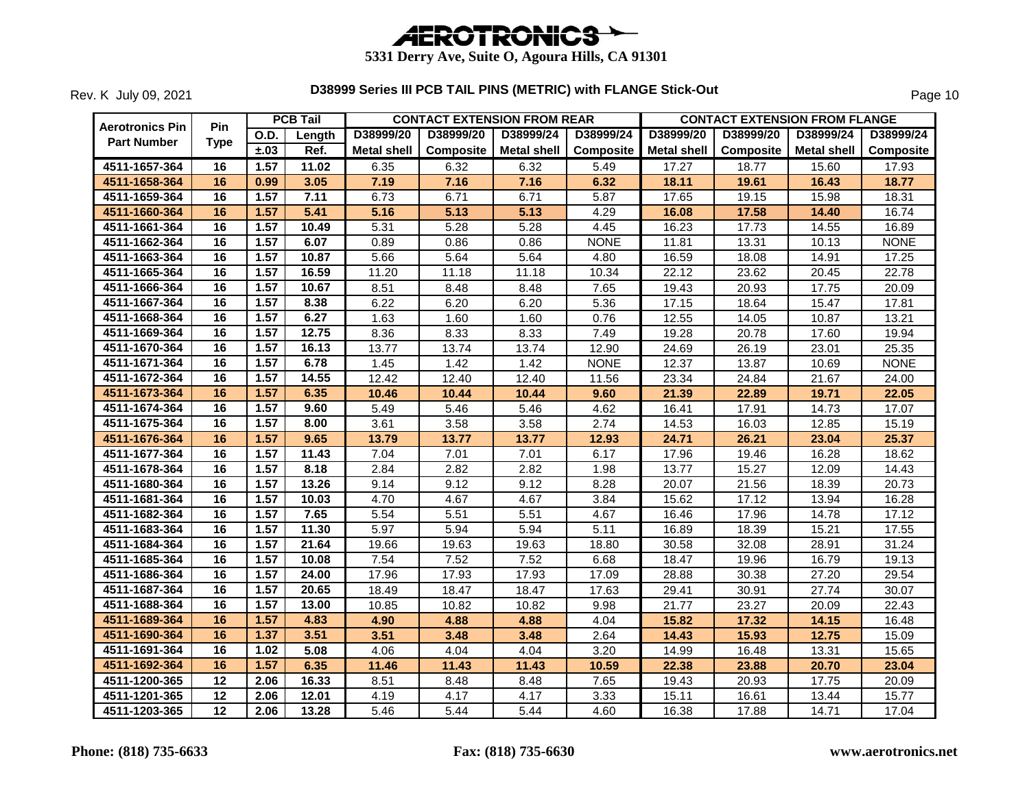# AEROTRONICS

**5331 Derry Ave, Suite O, Agoura Hills, CA 91301**

Rev. K July 09, 2021

## D38999 Series III PCB TAIL PINS (METRIC) with FLANGE Stick-Out

| Aerotronics Pin Part Number | Pin Type | PCB Tail | | CONTACT EXTENSION FROM REAR | | | | CONTACT EXTENSION FROM FLANGE | | | |
|---|---|---|---|---|---|---|---|---|---|---|---|
| | | O.D. | Length | D38999/20 | D38999/20 | D38999/24 | D38999/24 | D38999/20 | D38999/20 | D38999/24 | D38999/24 |
| | | ±.03 | Ref. | Metal shell | Composite | Metal shell | Composite | Metal shell | Composite | Metal shell | Composite |
| 4511-1657-364 | 16 | 1.57 | 11.02 | 6.35 | 6.32 | 6.32 | 5.49 | 17.27 | 18.77 | 15.60 | 17.93 |
| 4511-1658-364 | 16 | 0.99 | 3.05 | 7.19 | 7.16 | 7.16 | 6.32 | 18.11 | 19.61 | 16.43 | 18.77 |
| 4511-1659-364 | 16 | 1.57 | 7.11 | 6.73 | 6.71 | 6.71 | 5.87 | 17.65 | 19.15 | 15.98 | 18.31 |
| 4511-1660-364 | 16 | 1.57 | 5.41 | 5.16 | 5.13 | 5.13 | 4.29 | 16.08 | 17.58 | 14.40 | 16.74 |
| 4511-1661-364 | 16 | 1.57 | 10.49 | 5.31 | 5.28 | 5.28 | 4.45 | 16.23 | 17.73 | 14.55 | 16.89 |
| 4511-1662-364 | 16 | 1.57 | 6.07 | 0.89 | 0.86 | 0.86 | NONE | 11.81 | 13.31 | 10.13 | NONE |
| 4511-1663-364 | 16 | 1.57 | 10.87 | 5.66 | 5.64 | 5.64 | 4.80 | 16.59 | 18.08 | 14.91 | 17.25 |
| 4511-1665-364 | 16 | 1.57 | 16.59 | 11.20 | 11.18 | 11.18 | 10.34 | 22.12 | 23.62 | 20.45 | 22.78 |
| 4511-1666-364 | 16 | 1.57 | 10.67 | 8.51 | 8.48 | 8.48 | 7.65 | 19.43 | 20.93 | 17.75 | 20.09 |
| 4511-1667-364 | 16 | 1.57 | 8.38 | 6.22 | 6.20 | 6.20 | 5.36 | 17.15 | 18.64 | 15.47 | 17.81 |
| 4511-1668-364 | 16 | 1.57 | 6.27 | 1.63 | 1.60 | 1.60 | 0.76 | 12.55 | 14.05 | 10.87 | 13.21 |
| 4511-1669-364 | 16 | 1.57 | 12.75 | 8.36 | 8.33 | 8.33 | 7.49 | 19.28 | 20.78 | 17.60 | 19.94 |
| 4511-1670-364 | 16 | 1.57 | 16.13 | 13.77 | 13.74 | 13.74 | 12.90 | 24.69 | 26.19 | 23.01 | 25.35 |
| 4511-1671-364 | 16 | 1.57 | 6.78 | 1.45 | 1.42 | 1.42 | NONE | 12.37 | 13.87 | 10.69 | NONE |
| 4511-1672-364 | 16 | 1.57 | 14.55 | 12.42 | 12.40 | 12.40 | 11.56 | 23.34 | 24.84 | 21.67 | 24.00 |
| 4511-1673-364 | 16 | 1.57 | 6.35 | 10.46 | 10.44 | 10.44 | 9.60 | 21.39 | 22.89 | 19.71 | 22.05 |
| 4511-1674-364 | 16 | 1.57 | 9.60 | 5.49 | 5.46 | 5.46 | 4.62 | 16.41 | 17.91 | 14.73 | 17.07 |
| 4511-1675-364 | 16 | 1.57 | 8.00 | 3.61 | 3.58 | 3.58 | 2.74 | 14.53 | 16.03 | 12.85 | 15.19 |
| 4511-1676-364 | 16 | 1.57 | 9.65 | 13.79 | 13.77 | 13.77 | 12.93 | 24.71 | 26.21 | 23.04 | 25.37 |
| 4511-1677-364 | 16 | 1.57 | 11.43 | 7.04 | 7.01 | 7.01 | 6.17 | 17.96 | 19.46 | 16.28 | 18.62 |
| 4511-1678-364 | 16 | 1.57 | 8.18 | 2.84 | 2.82 | 2.82 | 1.98 | 13.77 | 15.27 | 12.09 | 14.43 |
| 4511-1680-364 | 16 | 1.57 | 13.26 | 9.14 | 9.12 | 9.12 | 8.28 | 20.07 | 21.56 | 18.39 | 20.73 |
| 4511-1681-364 | 16 | 1.57 | 10.03 | 4.70 | 4.67 | 4.67 | 3.84 | 15.62 | 17.12 | 13.94 | 16.28 |
| 4511-1682-364 | 16 | 1.57 | 7.65 | 5.54 | 5.51 | 5.51 | 4.67 | 16.46 | 17.96 | 14.78 | 17.12 |
| 4511-1683-364 | 16 | 1.57 | 11.30 | 5.97 | 5.94 | 5.94 | 5.11 | 16.89 | 18.39 | 15.21 | 17.55 |
| 4511-1684-364 | 16 | 1.57 | 21.64 | 19.66 | 19.63 | 19.63 | 18.80 | 30.58 | 32.08 | 28.91 | 31.24 |
| 4511-1685-364 | 16 | 1.57 | 10.08 | 7.54 | 7.52 | 7.52 | 6.68 | 18.47 | 19.96 | 16.79 | 19.13 |
| 4511-1686-364 | 16 | 1.57 | 24.00 | 17.96 | 17.93 | 17.93 | 17.09 | 28.88 | 30.38 | 27.20 | 29.54 |
| 4511-1687-364 | 16 | 1.57 | 20.65 | 18.49 | 18.47 | 18.47 | 17.63 | 29.41 | 30.91 | 27.74 | 30.07 |
| 4511-1688-364 | 16 | 1.57 | 13.00 | 10.85 | 10.82 | 10.82 | 9.98 | 21.77 | 23.27 | 20.09 | 22.43 |
| 4511-1689-364 | 16 | 1.57 | 4.83 | 4.90 | 4.88 | 4.88 | 4.04 | 15.82 | 17.32 | 14.15 | 16.48 |
| 4511-1690-364 | 16 | 1.37 | 3.51 | 3.51 | 3.48 | 3.48 | 2.64 | 14.43 | 15.93 | 12.75 | 15.09 |
| 4511-1691-364 | 16 | 1.02 | 5.08 | 4.06 | 4.04 | 4.04 | 3.20 | 14.99 | 16.48 | 13.31 | 15.65 |
| 4511-1692-364 | 16 | 1.57 | 6.35 | 11.46 | 11.43 | 11.43 | 10.59 | 22.38 | 23.88 | 20.70 | 23.04 |
| 4511-1200-365 | 12 | 2.06 | 16.33 | 8.51 | 8.48 | 8.48 | 7.65 | 19.43 | 20.93 | 17.75 | 20.09 |
| 4511-1201-365 | 12 | 2.06 | 12.01 | 4.19 | 4.17 | 4.17 | 3.33 | 15.11 | 16.61 | 13.44 | 15.77 |
| 4511-1203-365 | 12 | 2.06 | 13.28 | 5.46 | 5.44 | 5.44 | 4.60 | 16.38 | 17.88 | 14.71 | 17.04 |

**Phone: (818) 735-6633** **Fax: (818) 735-6630** **www.aerotronics.net**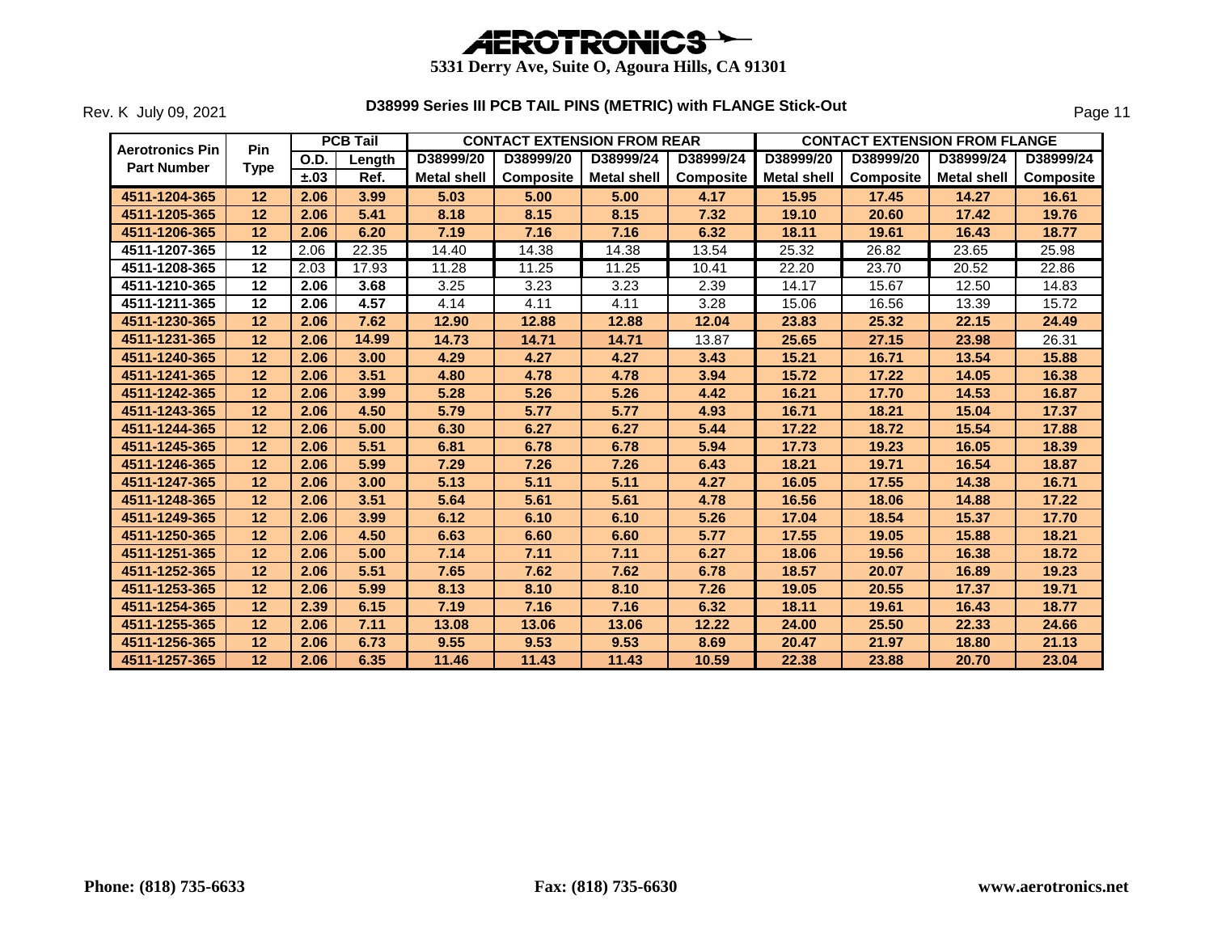AEROTRONICS

5331 Derry Ave, Suite O, Agoura Hills, CA 91301

Rev. K July 09, 2021

## D38999 Series III PCB TAIL PINS (METRIC) with FLANGE Stick-Out

| Aerotronics Pin Part Number | Pin Type | PCB Tail | | CONTACT EXTENSION FROM REAR | | | | CONTACT EXTENSION FROM FLANGE | | | |
|---|---|---|---|---|---|---|---|---|---|---|---|
| | | O.D. | Length | D38999/20 | D38999/20 | D38999/24 | D38999/24 | D38999/20 | D38999/20 | D38999/24 | D38999/24 |
| | | ±.03 | Ref. | Metal shell | Composite | Metal shell | Composite | Metal shell | Composite | Metal shell | Composite |
| 4511-1204-365 | 12 | 2.06 | 3.99 | 5.03 | 5.00 | 5.00 | 4.17 | 15.95 | 17.45 | 14.27 | 16.61 |
| 4511-1205-365 | 12 | 2.06 | 5.41 | 8.18 | 8.15 | 8.15 | 7.32 | 19.10 | 20.60 | 17.42 | 19.76 |
| 4511-1206-365 | 12 | 2.06 | 6.20 | 7.19 | 7.16 | 7.16 | 6.32 | 18.11 | 19.61 | 16.43 | 18.77 |
| 4511-1207-365 | 12 | 2.06 | 22.35 | 14.40 | 14.38 | 14.38 | 13.54 | 25.32 | 26.82 | 23.65 | 25.98 |
| 4511-1208-365 | 12 | 2.03 | 17.93 | 11.28 | 11.25 | 11.25 | 10.41 | 22.20 | 23.70 | 20.52 | 22.86 |
| 4511-1210-365 | 12 | 2.06 | 3.68 | 3.25 | 3.23 | 3.23 | 2.39 | 14.17 | 15.67 | 12.50 | 14.83 |
| 4511-1211-365 | 12 | 2.06 | 4.57 | 4.14 | 4.11 | 4.11 | 3.28 | 15.06 | 16.56 | 13.39 | 15.72 |
| 4511-1230-365 | 12 | 2.06 | 7.62 | 12.90 | 12.88 | 12.88 | 12.04 | 23.83 | 25.32 | 22.15 | 24.49 |
| 4511-1231-365 | 12 | 2.06 | 14.99 | 14.73 | 14.71 | 14.71 | 13.87 | 25.65 | 27.15 | 23.98 | 26.31 |
| 4511-1240-365 | 12 | 2.06 | 3.00 | 4.29 | 4.27 | 4.27 | 3.43 | 15.21 | 16.71 | 13.54 | 15.88 |
| 4511-1241-365 | 12 | 2.06 | 3.51 | 4.80 | 4.78 | 4.78 | 3.94 | 15.72 | 17.22 | 14.05 | 16.38 |
| 4511-1242-365 | 12 | 2.06 | 3.99 | 5.28 | 5.26 | 5.26 | 4.42 | 16.21 | 17.70 | 14.53 | 16.87 |
| 4511-1243-365 | 12 | 2.06 | 4.50 | 5.79 | 5.77 | 5.77 | 4.93 | 16.71 | 18.21 | 15.04 | 17.37 |
| 4511-1244-365 | 12 | 2.06 | 5.00 | 6.30 | 6.27 | 6.27 | 5.44 | 17.22 | 18.72 | 15.54 | 17.88 |
| 4511-1245-365 | 12 | 2.06 | 5.51 | 6.81 | 6.78 | 6.78 | 5.94 | 17.73 | 19.23 | 16.05 | 18.39 |
| 4511-1246-365 | 12 | 2.06 | 5.99 | 7.29 | 7.26 | 7.26 | 6.43 | 18.21 | 19.71 | 16.54 | 18.87 |
| 4511-1247-365 | 12 | 2.06 | 3.00 | 5.13 | 5.11 | 5.11 | 4.27 | 16.05 | 17.55 | 14.38 | 16.71 |
| 4511-1248-365 | 12 | 2.06 | 3.51 | 5.64 | 5.61 | 5.61 | 4.78 | 16.56 | 18.06 | 14.88 | 17.22 |
| 4511-1249-365 | 12 | 2.06 | 3.99 | 6.12 | 6.10 | 6.10 | 5.26 | 17.04 | 18.54 | 15.37 | 17.70 |
| 4511-1250-365 | 12 | 2.06 | 4.50 | 6.63 | 6.60 | 6.60 | 5.77 | 17.55 | 19.05 | 15.88 | 18.21 |
| 4511-1251-365 | 12 | 2.06 | 5.00 | 7.14 | 7.11 | 7.11 | 6.27 | 18.06 | 19.56 | 16.38 | 18.72 |
| 4511-1252-365 | 12 | 2.06 | 5.51 | 7.65 | 7.62 | 7.62 | 6.78 | 18.57 | 20.07 | 16.89 | 19.23 |
| 4511-1253-365 | 12 | 2.06 | 5.99 | 8.13 | 8.10 | 8.10 | 7.26 | 19.05 | 20.55 | 17.37 | 19.71 |
| 4511-1254-365 | 12 | 2.39 | 6.15 | 7.19 | 7.16 | 7.16 | 6.32 | 18.11 | 19.61 | 16.43 | 18.77 |
| 4511-1255-365 | 12 | 2.06 | 7.11 | 13.08 | 13.06 | 13.06 | 12.22 | 24.00 | 25.50 | 22.33 | 24.66 |
| 4511-1256-365 | 12 | 2.06 | 6.73 | 9.55 | 9.53 | 9.53 | 8.69 | 20.47 | 21.97 | 18.80 | 21.13 |
| 4511-1257-365 | 12 | 2.06 | 6.35 | 11.46 | 11.43 | 11.43 | 10.59 | 22.38 | 23.88 | 20.70 | 23.04 |

Phone: (818) 735-6633 Fax: (818) 735-6630 www.aerotronics.net